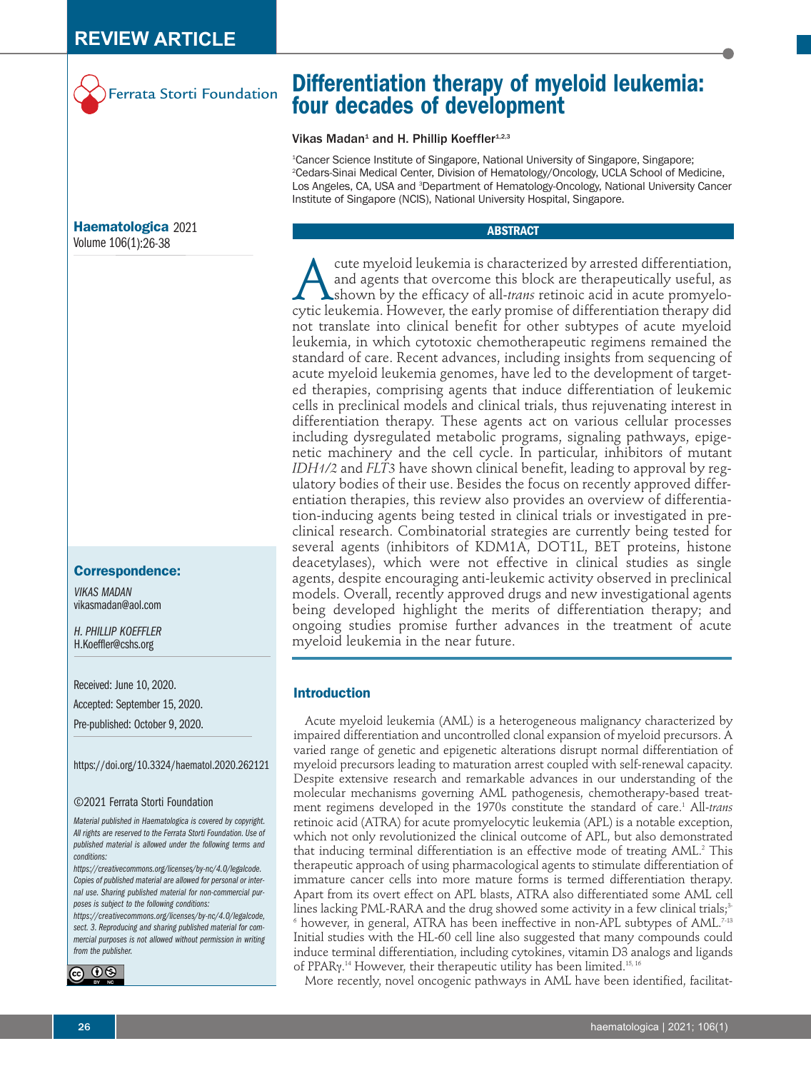REVIEW ARTICLE

Ferrata Storti Foundation

# Differentiation therapy of myeloid leukemia: four decades of development

Vikas Madan[1] and H. Phillip Koeffler[1,2,3]

[1]Cancer Science Institute of Singapore, National University of Singapore, Singapore; [2]Cedars-Sinai Medical Center, Division of Hematology/Oncology, UCLA School of Medicine, Los Angeles, CA, USA and [3]Department of Hematology-Oncology, National University Cancer Institute of Singapore (NCIS), National University Hospital, Singapore.

**Haematologica** 2021
Volume 106(1):26-38

## ABSTRACT

Acute myeloid leukemia is characterized by arrested differentiation, and agents that overcome this block are therapeutically useful, as shown by the efficacy of all-*trans* retinoic acid in acute promyelocytic leukemia. However, the early promise of differentiation therapy did not translate into clinical benefit for other subtypes of acute myeloid leukemia, in which cytotoxic chemotherapeutic regimens remained the standard of care. Recent advances, including insights from sequencing of acute myeloid leukemia genomes, have led to the development of targeted therapies, comprising agents that induce differentiation of leukemic cells in preclinical models and clinical trials, thus rejuvenating interest in differentiation therapy. These agents act on various cellular processes including dysregulated metabolic programs, signaling pathways, epigenetic machinery and the cell cycle. In particular, inhibitors of mutant *IDH1/2* and *FLT3* have shown clinical benefit, leading to approval by regulatory bodies of their use. Besides the focus on recently approved differentiation therapies, this review also provides an overview of differentiation-inducing agents being tested in clinical trials or investigated in preclinical research. Combinatorial strategies are currently being tested for several agents (inhibitors of KDM1A, DOT1L, BET proteins, histone deacetylases), which were not effective in clinical studies as single agents, despite encouraging anti-leukemic activity observed in preclinical models. Overall, recently approved drugs and new investigational agents being developed highlight the merits of differentiation therapy; and ongoing studies promise further advances in the treatment of acute myeloid leukemia in the near future.

**Correspondence:**

*VIKAS MADAN*
vikasmadan@aol.com

*H. PHILLIP KOEFFLER*
H.Koeffler@cshs.org

Received: June 10, 2020.

Accepted: September 15, 2020.

Pre-published: October 9, 2020.

https://doi.org/10.3324/haematol.2020.262121

©2021 Ferrata Storti Foundation

*Material published in Haematologica is covered by copyright. All rights are reserved to the Ferrata Storti Foundation. Use of published material is allowed under the following terms and conditions:*
*https://creativecommons.org/licenses/by-nc/4.0/legalcode. Copies of published material are allowed for personal or internal use. Sharing published material for non-commercial purposes is subject to the following conditions:*
*https://creativecommons.org/licenses/by-nc/4.0/legalcode, sect. 3. Reproducing and sharing published material for commercial purposes is not allowed without permission in writing from the publisher.*

## Introduction

Acute myeloid leukemia (AML) is a heterogeneous malignancy characterized by impaired differentiation and uncontrolled clonal expansion of myeloid precursors. A varied range of genetic and epigenetic alterations disrupt normal differentiation of myeloid precursors leading to maturation arrest coupled with self-renewal capacity. Despite extensive research and remarkable advances in our understanding of the molecular mechanisms governing AML pathogenesis, chemotherapy-based treatment regimens developed in the 1970s constitute the standard of care.[1] All-*trans* retinoic acid (ATRA) for acute promyelocytic leukemia (APL) is a notable exception, which not only revolutionized the clinical outcome of APL, but also demonstrated that inducing terminal differentiation is an effective mode of treating AML.[2] This therapeutic approach of using pharmacological agents to stimulate differentiation of immature cancer cells into more mature forms is termed differentiation therapy. Apart from its overt effect on APL blasts, ATRA also differentiated some AML cell lines lacking PML-RARA and the drug showed some activity in a few clinical trials;[3-6] however, in general, ATRA has been ineffective in non-APL subtypes of AML.[7-13] Initial studies with the HL-60 cell line also suggested that many compounds could induce terminal differentiation, including cytokines, vitamin D3 analogs and ligands of PPARγ.[14] However, their therapeutic utility has been limited.[15,16]

More recently, novel oncogenic pathways in AML have been identified, facilitat-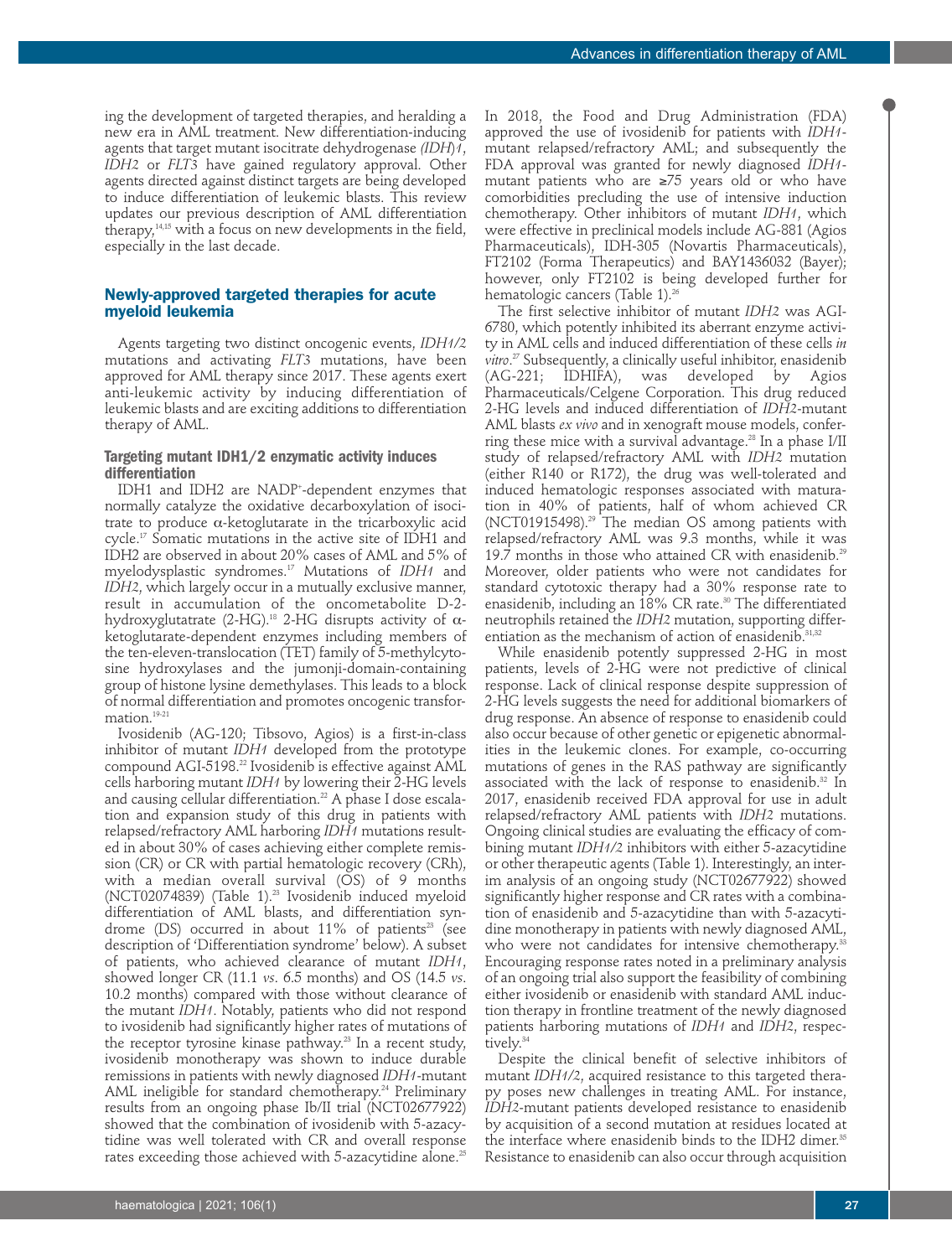ing the development of targeted therapies, and heralding a new era in AML treatment. New differentiation-inducing agents that target mutant isocitrate dehydrogenase *(IDH)1*, *IDH2* or *FLT3* have gained regulatory approval. Other agents directed against distinct targets are being developed to induce differentiation of leukemic blasts. This review updates our previous description of AML differentiation therapy,[14,15] with a focus on new developments in the field, especially in the last decade.

## Newly-approved targeted therapies for acute myeloid leukemia

Agents targeting two distinct oncogenic events, *IDH1/2* mutations and activating *FLT3* mutations, have been approved for AML therapy since 2017. These agents exert anti-leukemic activity by inducing differentiation of leukemic blasts and are exciting additions to differentiation therapy of AML.

### Targeting mutant IDH1/2 enzymatic activity induces differentiation

IDH1 and IDH2 are $NADP^+$-dependent enzymes that normally catalyze the oxidative decarboxylation of isocitrate to produce α-ketoglutarate in the tricarboxylic acid cycle.[17] Somatic mutations in the active site of IDH1 and IDH2 are observed in about 20% cases of AML and 5% of myelodysplastic syndromes.[17] Mutations of *IDH1* and *IDH2*, which largely occur in a mutually exclusive manner, result in accumulation of the oncometabolite D-2-hydroxyglutatrate (2-HG).[18] 2-HG disrupts activity of α-ketoglutarate-dependent enzymes including members of the ten-eleven-translocation (TET) family of 5-methylcytosine hydroxylases and the jumonji-domain-containing group of histone lysine demethylases. This leads to a block of normal differentiation and promotes oncogenic transformation.[19-21]

Ivosidenib (AG-120; Tibsovo, Agios) is a first-in-class inhibitor of mutant *IDH1* developed from the prototype compound AGI-5198.[22] Ivosidenib is effective against AML cells harboring mutant *IDH1* by lowering their 2-HG levels and causing cellular differentiation.[22] A phase I dose escalation and expansion study of this drug in patients with relapsed/refractory AML harboring *IDH1* mutations resulted in about 30% of cases achieving either complete remission (CR) or CR with partial hematologic recovery (CRh), with a median overall survival (OS) of 9 months (NCT02074839) (Table 1).[23] Ivosidenib induced myeloid differentiation of AML blasts, and differentiation syndrome (DS) occurred in about 11% of patients[23] (see description of 'Differentiation syndrome' below). A subset of patients, who achieved clearance of mutant *IDH1*, showed longer CR (11.1 *vs.* 6.5 months) and OS (14.5 *vs.* 10.2 months) compared with those without clearance of the mutant *IDH1*. Notably, patients who did not respond to ivosidenib had significantly higher rates of mutations of the receptor tyrosine kinase pathway.[23] In a recent study, ivosidenib monotherapy was shown to induce durable remissions in patients with newly diagnosed *IDH1*-mutant AML ineligible for standard chemotherapy.[24] Preliminary results from an ongoing phase Ib/II trial (NCT02677922) showed that the combination of ivosidenib with 5-azacytidine was well tolerated with CR and overall response rates exceeding those achieved with 5-azacytidine alone.[25] In 2018, the Food and Drug Administration (FDA) approved the use of ivosidenib for patients with *IDH1*-mutant relapsed/refractory AML; and subsequently the FDA approval was granted for newly diagnosed *IDH1*-mutant patients who are ≥75 years old or who have comorbidities precluding the use of intensive induction chemotherapy. Other inhibitors of mutant *IDH1*, which were effective in preclinical models include AG-881 (Agios Pharmaceuticals), IDH-305 (Novartis Pharmaceuticals), FT2102 (Forma Therapeutics) and BAY1436032 (Bayer); however, only FT2102 is being developed further for hematologic cancers (Table 1).[26]

The first selective inhibitor of mutant *IDH2* was AGI-6780, which potently inhibited its aberrant enzyme activity in AML cells and induced differentiation of these cells *in vitro*.[27] Subsequently, a clinically useful inhibitor, enasidenib (AG-221; IDHIFA), was developed by Agios Pharmaceuticals/Celgene Corporation. This drug reduced 2-HG levels and induced differentiation of *IDH2*-mutant AML blasts *ex vivo* and in xenograft mouse models, conferring these mice with a survival advantage.[28] In a phase I/II study of relapsed/refractory AML with *IDH2* mutation (either R140 or R172), the drug was well-tolerated and induced hematologic responses associated with maturation in 40% of patients, half of whom achieved CR (NCT01915498).[29] The median OS among patients with relapsed/refractory AML was 9.3 months, while it was 19.7 months in those who attained CR with enasidenib.[29] Moreover, older patients who were not candidates for standard cytotoxic therapy had a 30% response rate to enasidenib, including an 18% CR rate.[30] The differentiated neutrophils retained the *IDH2* mutation, supporting differentiation as the mechanism of action of enasidenib.[31,32]

While enasidenib potently suppressed 2-HG in most patients, levels of 2-HG were not predictive of clinical response. Lack of clinical response despite suppression of 2-HG levels suggests the need for additional biomarkers of drug response. An absence of response to enasidenib could also occur because of other genetic or epigenetic abnormalities in the leukemic clones. For example, co-occurring mutations of genes in the RAS pathway are significantly associated with the lack of response to enasidenib.[32] In 2017, enasidenib received FDA approval for use in adult relapsed/refractory AML patients with *IDH2* mutations. Ongoing clinical studies are evaluating the efficacy of combining mutant *IDH1/2* inhibitors with either 5-azacytidine or other therapeutic agents (Table 1). Interestingly, an interim analysis of an ongoing study (NCT02677922) showed significantly higher response and CR rates with a combination of enasidenib and 5-azacytidine than with 5-azacytidine monotherapy in patients with newly diagnosed AML, who were not candidates for intensive chemotherapy.[33] Encouraging response rates noted in a preliminary analysis of an ongoing trial also support the feasibility of combining either ivosidenib or enasidenib with standard AML induction therapy in frontline treatment of the newly diagnosed patients harboring mutations of *IDH1* and *IDH2*, respectively.[34]

Despite the clinical benefit of selective inhibitors of mutant *IDH1/2*, acquired resistance to this targeted therapy poses new challenges in treating AML. For instance, *IDH2*-mutant patients developed resistance to enasidenib by acquisition of a second mutation at residues located at the interface where enasidenib binds to the IDH2 dimer.[35] Resistance to enasidenib can also occur through acquisition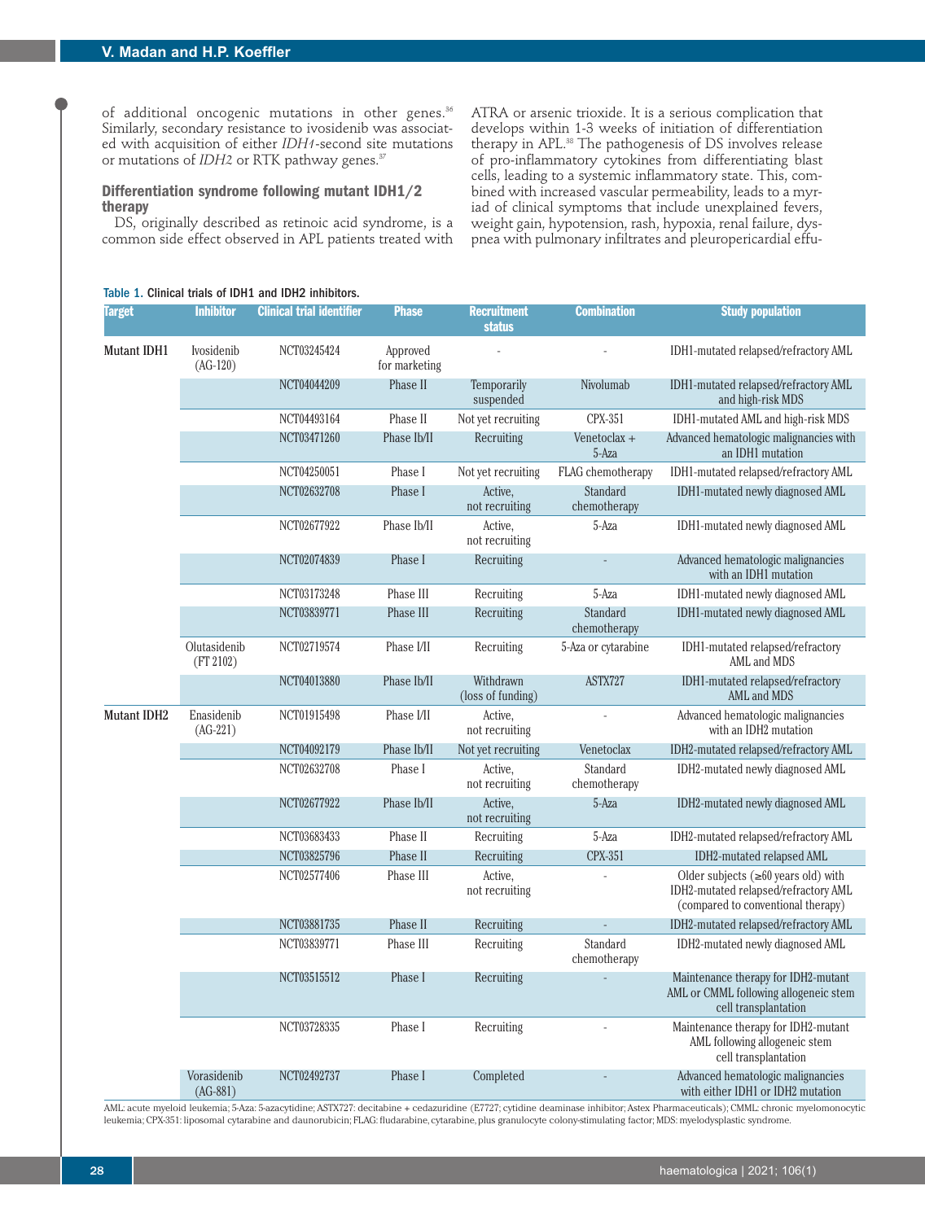of additional oncogenic mutations in other genes.[36] Similarly, secondary resistance to ivosidenib was associated with acquisition of either *IDH1*-second site mutations or mutations of *IDH2* or RTK pathway genes.[37]

### Differentiation syndrome following mutant IDH1/2 therapy

DS, originally described as retinoic acid syndrome, is a common side effect observed in APL patients treated with ATRA or arsenic trioxide. It is a serious complication that develops within 1-3 weeks of initiation of differentiation therapy in APL.[38] The pathogenesis of DS involves release of pro-inflammatory cytokines from differentiating blast cells, leading to a systemic inflammatory state. This, combined with increased vascular permeability, leads to a myriad of clinical symptoms that include unexplained fevers, weight gain, hypotension, rash, hypoxia, renal failure, dyspnea with pulmonary infiltrates and pleuropericardial effu-

**Table 1.** Clinical trials of IDH1 and IDH2 inhibitors.

| Target | Inhibitor | Clinical trial identifier | Phase | Recruitment status | Combination | Study population |
|---|---|---|---|---|---|---|
| Mutant IDH1 | Ivosidenib (AG-120) | NCT03245424 | Approved for marketing | - | - | IDH1-mutated relapsed/refractory AML |
| | | NCT04044209 | Phase II | Temporarily suspended | Nivolumab | IDH1-mutated relapsed/refractory AML and high-risk MDS |
| | | NCT04493164 | Phase II | Not yet recruiting | CPX-351 | IDH1-mutated AML and high-risk MDS |
| | | NCT03471260 | Phase Ib/II | Recruiting | Venetoclax + 5-Aza | Advanced hematologic malignancies with an IDH1 mutation |
| | | NCT04250051 | Phase I | Not yet recruiting | FLAG chemotherapy | IDH1-mutated relapsed/refractory AML |
| | | NCT02632708 | Phase I | Active, not recruiting | Standard chemotherapy | IDH1-mutated newly diagnosed AML |
| | | NCT02677922 | Phase Ib/II | Active, not recruiting | 5-Aza | IDH1-mutated newly diagnosed AML |
| | | NCT02074839 | Phase I | Recruiting | - | Advanced hematologic malignancies with an IDH1 mutation |
| | | NCT03173248 | Phase III | Recruiting | 5-Aza | IDH1-mutated newly diagnosed AML |
| | | NCT03839771 | Phase III | Recruiting | Standard chemotherapy | IDH1-mutated newly diagnosed AML |
| | Olutasidenib (FT 2102) | NCT02719574 | Phase I/II | Recruiting | 5-Aza or cytarabine | IDH1-mutated relapsed/refractory AML and MDS |
| | | NCT04013880 | Phase Ib/II | Withdrawn (loss of funding) | ASTX727 | IDH1-mutated relapsed/refractory AML and MDS |
| Mutant IDH2 | Enasidenib (AG-221) | NCT01915498 | Phase I/II | Active, not recruiting | - | Advanced hematologic malignancies with an IDH2 mutation |
| | | NCT04092179 | Phase Ib/II | Not yet recruiting | Venetoclax | IDH2-mutated relapsed/refractory AML |
| | | NCT02632708 | Phase I | Active, not recruiting | Standard chemotherapy | IDH2-mutated newly diagnosed AML |
| | | NCT02677922 | Phase Ib/II | Active, not recruiting | 5-Aza | IDH2-mutated newly diagnosed AML |
| | | NCT03683433 | Phase II | Recruiting | 5-Aza | IDH2-mutated relapsed/refractory AML |
| | | NCT03825796 | Phase II | Recruiting | CPX-351 | IDH2-mutated relapsed AML |
| | | NCT02577406 | Phase III | Active, not recruiting | - | Older subjects (≥60 years old) with IDH2-mutated relapsed/refractory AML (compared to conventional therapy) |
| | | NCT03881735 | Phase II | Recruiting | - | IDH2-mutated relapsed/refractory AML |
| | | NCT03839771 | Phase III | Recruiting | Standard chemotherapy | IDH2-mutated newly diagnosed AML |
| | | NCT03515512 | Phase I | Recruiting | - | Maintenance therapy for IDH2-mutant AML or CMML following allogeneic stem cell transplantation |
| | | NCT03728335 | Phase I | Recruiting | - | Maintenance therapy for IDH2-mutant AML following allogeneic stem cell transplantation |
| | Vorasidenib (AG-881) | NCT02492737 | Phase I | Completed | - | Advanced hematologic malignancies with either IDH1 or IDH2 mutation |

AML: acute myeloid leukemia; 5-Aza: 5-azacytidine; ASTX727: decitabine + cedazuridine (E7727; cytidine deaminase inhibitor; Astex Pharmaceuticals); CMML: chronic myelomonocytic leukemia; CPX-351: liposomal cytarabine and daunorubicin; FLAG: fludarabine, cytarabine, plus granulocyte colony-stimulating factor; MDS: myelodysplastic syndrome.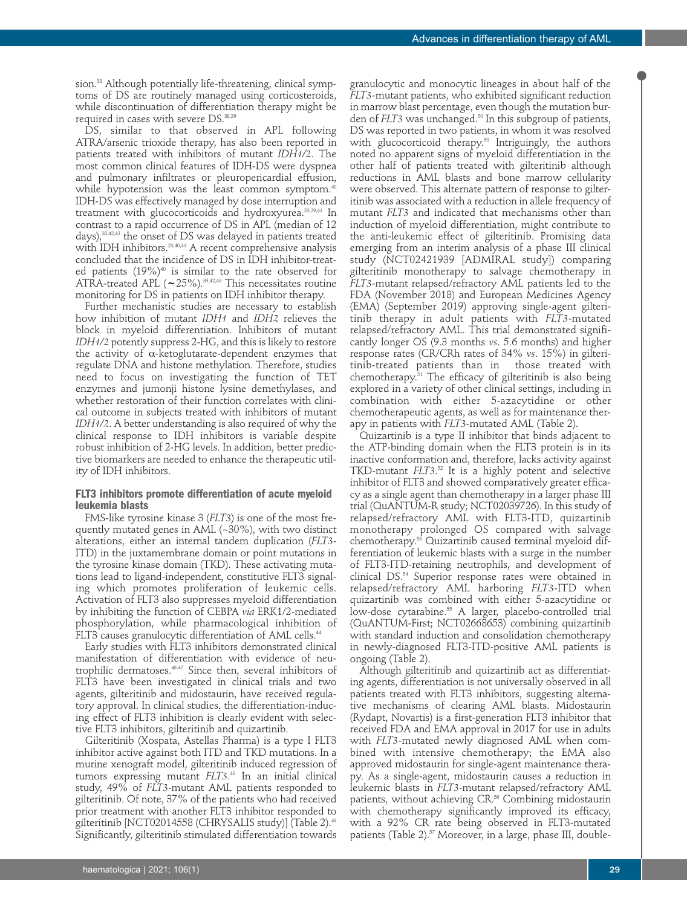sion.[38] Although potentially life-threatening, clinical symptoms of DS are routinely managed using corticosteroids, while discontinuation of differentiation therapy might be required in cases with severe DS.[38,39]

DS, similar to that observed in APL following ATRA/arsenic trioxide therapy, has also been reported in patients treated with inhibitors of mutant *IDH1/2*. The most common clinical features of IDH-DS were dyspnea and pulmonary infiltrates or pleuropericardial effusion, while hypotension was the least common symptom.[40] IDH-DS was effectively managed by dose interruption and treatment with glucocorticoids and hydroxyurea.[23,29,41] In contrast to a rapid occurrence of DS in APL (median of 12 days),[38,42,43] the onset of DS was delayed in patients treated with IDH inhibitors.[23,40,41] A recent comprehensive analysis concluded that the incidence of DS in IDH inhibitor-treated patients (19%)[40] is similar to the rate observed for ATRA-treated APL (~25%).[39,42,43] This necessitates routine monitoring for DS in patients on IDH inhibitor therapy.

Further mechanistic studies are necessary to establish how inhibition of mutant *IDH1* and *IDH2* relieves the block in myeloid differentiation. Inhibitors of mutant *IDH1/2* potently suppress 2-HG, and this is likely to restore the activity of α-ketoglutarate-dependent enzymes that regulate DNA and histone methylation. Therefore, studies need to focus on investigating the function of TET enzymes and jumonji histone lysine demethylases, and whether restoration of their function correlates with clinical outcome in subjects treated with inhibitors of mutant *IDH1/2*. A better understanding is also required of why the clinical response to IDH inhibitors is variable despite robust inhibition of 2-HG levels. In addition, better predictive biomarkers are needed to enhance the therapeutic utility of IDH inhibitors.

### FLT3 inhibitors promote differentiation of acute myeloid leukemia blasts

FMS-like tyrosine kinase 3 (*FLT3*) is one of the most frequently mutated genes in AML (~30%), with two distinct alterations, either an internal tandem duplication (*FLT3*-ITD) in the juxtamembrane domain or point mutations in the tyrosine kinase domain (TKD). These activating mutations lead to ligand-independent, constitutive FLT3 signaling which promotes proliferation of leukemic cells. Activation of FLT3 also suppresses myeloid differentiation by inhibiting the function of CEBPA *via* ERK1/2-mediated phosphorylation, while pharmacological inhibition of FLT3 causes granulocytic differentiation of AML cells.[44]

Early studies with FLT3 inhibitors demonstrated clinical manifestation of differentiation with evidence of neutrophilic dermatoses.[45-47] Since then, several inhibitors of FLT3 have been investigated in clinical trials and two agents, gilteritinib and midostaurin, have received regulatory approval. In clinical studies, the differentiation-inducing effect of FLT3 inhibition is clearly evident with selective FLT3 inhibitors, gilteritinib and quizartinib.

Gilteritinib (Xospata, Astellas Pharma) is a type I FLT3 inhibitor active against both ITD and TKD mutations. In a murine xenograft model, gilteritinib induced regression of tumors expressing mutant *FLT3*.[48] In an initial clinical study, 49% of *FLT3*-mutant AML patients responded to gilteritinib. Of note, 37% of the patients who had received prior treatment with another FLT3 inhibitor responded to gilteritinib [NCT02014558 (CHRYSALIS study)] (Table 2).[49] Significantly, gilteritinib stimulated differentiation towards granulocytic and monocytic lineages in about half of the *FLT3*-mutant patients, who exhibited significant reduction in marrow blast percentage, even though the mutation burden of *FLT3* was unchanged.[50] In this subgroup of patients, DS was reported in two patients, in whom it was resolved with glucocorticoid therapy.[50] Intriguingly, the authors noted no apparent signs of myeloid differentiation in the other half of patients treated with gilteritinib although reductions in AML blasts and bone marrow cellularity were observed. This alternate pattern of response to gilteritinib was associated with a reduction in allele frequency of mutant *FLT3* and indicated that mechanisms other than induction of myeloid differentiation, might contribute to the anti-leukemic effect of gilteritinib. Promising data emerging from an interim analysis of a phase III clinical study (NCT02421939 [ADMIRAL study]) comparing gilteritinib monotherapy to salvage chemotherapy in *FLT3*-mutant relapsed/refractory AML patients led to the FDA (November 2018) and European Medicines Agency (EMA) (September 2019) approving single-agent gilteritinib therapy in adult patients with *FLT3*-mutated relapsed/refractory AML. This trial demonstrated significantly longer OS (9.3 months *vs*. 5.6 months) and higher response rates (CR/CRh rates of 34% *vs*. 15%) in gilteritinib-treated patients than in those treated with chemotherapy.[51] The efficacy of gilteritinib is also being explored in a variety of other clinical settings, including in combination with either 5-azacytidine or other chemotherapeutic agents, as well as for maintenance therapy in patients with *FLT3*-mutated AML (Table 2).

Quizartinib is a type II inhibitor that binds adjacent to the ATP-binding domain when the FLT3 protein is in its inactive conformation and, therefore, lacks activity against TKD-mutant *FLT3*.[52] It is a highly potent and selective inhibitor of FLT3 and showed comparatively greater efficacy as a single agent than chemotherapy in a larger phase III trial (QuANTUM-R study; NCT02039726). In this study of relapsed/refractory AML with FLT3-ITD, quizartinib monotherapy prolonged OS compared with salvage chemotherapy.[53] Quizartinib caused terminal myeloid differentiation of leukemic blasts with a surge in the number of FLT3-ITD-retaining neutrophils, and development of clinical DS.[54] Superior response rates were obtained in relapsed/refractory AML harboring *FLT3*-ITD when quizartinib was combined with either 5-azacytidine or low-dose cytarabine.[55] A larger, placebo-controlled trial (QuANTUM-First; NCT02668653) combining quizartinib with standard induction and consolidation chemotherapy in newly-diagnosed FLT3-ITD-positive AML patients is ongoing (Table 2).

Although gilteritinib and quizartinib act as differentiating agents, differentiation is not universally observed in all patients treated with FLT3 inhibitors, suggesting alternative mechanisms of clearing AML blasts. Midostaurin (Rydapt, Novartis) is a first-generation FLT3 inhibitor that received FDA and EMA approval in 2017 for use in adults with *FLT3*-mutated newly diagnosed AML when combined with intensive chemotherapy; the EMA also approved midostaurin for single-agent maintenance therapy. As a single-agent, midostaurin causes a reduction in leukemic blasts in *FLT3*-mutant relapsed/refractory AML patients, without achieving CR.[56] Combining midostaurin with chemotherapy significantly improved its efficacy, with a 92% CR rate being observed in FLT3-mutated patients (Table 2).[57] Moreover, in a large, phase III, double-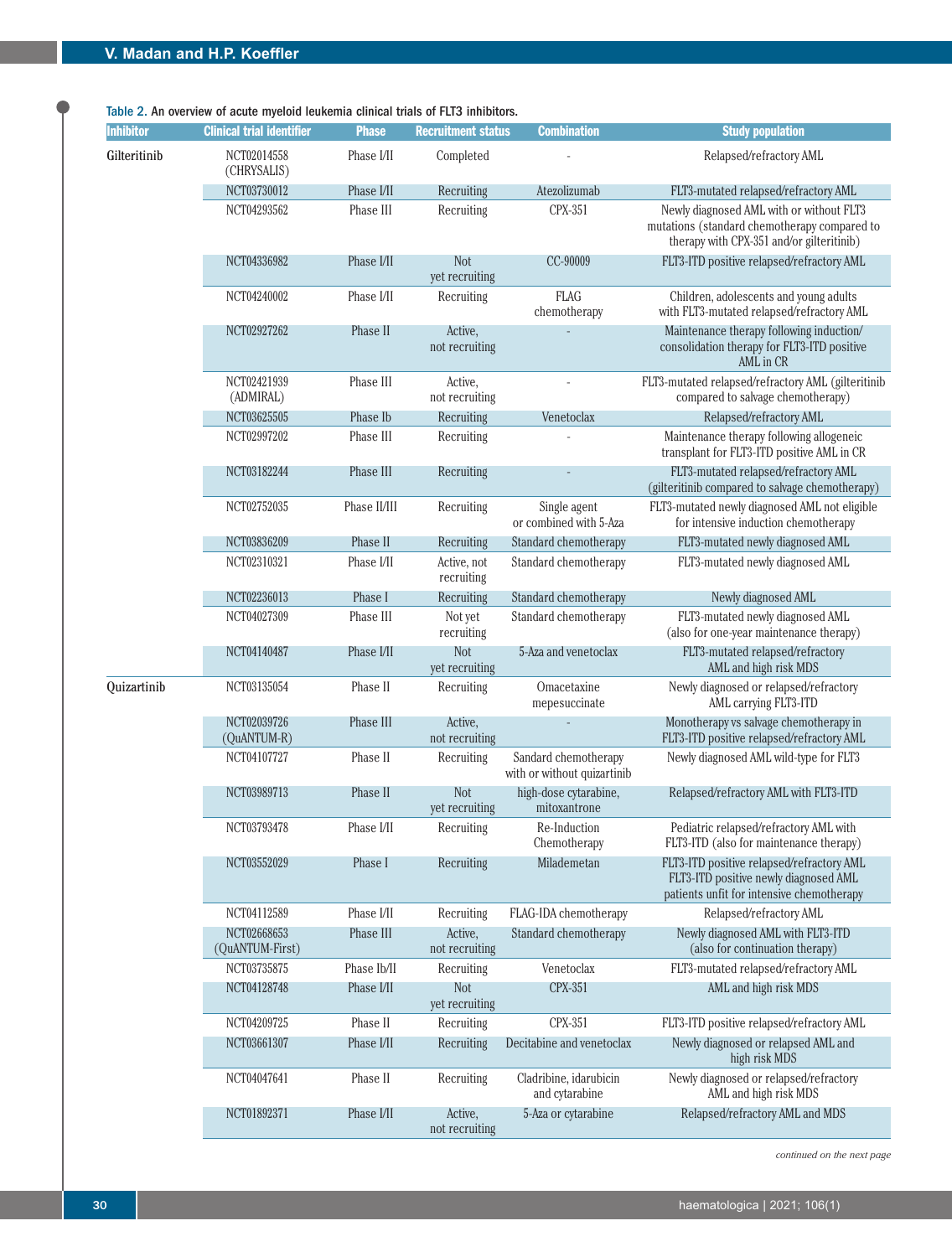Table 2. An overview of acute myeloid leukemia clinical trials of FLT3 inhibitors.

| Inhibitor | Clinical trial identifier | Phase | Recruitment status | Combination | Study population |
|---|---|---|---|---|---|
| Gilteritinib | NCT02014558 (CHRYSALIS) | Phase I/II | Completed | - | Relapsed/refractory AML |
| | NCT03730012 | Phase I/II | Recruiting | Atezolizumab | FLT3-mutated relapsed/refractory AML |
| | NCT04293562 | Phase III | Recruiting | CPX-351 | Newly diagnosed AML with or without FLT3 mutations (standard chemotherapy compared to therapy with CPX-351 and/or gilteritinib) |
| | NCT04336982 | Phase I/II | Not yet recruiting | CC-90009 | FLT3-ITD positive relapsed/refractory AML |
| | NCT04240002 | Phase I/II | Recruiting | FLAG chemotherapy | Children, adolescents and young adults with FLT3-mutated relapsed/refractory AML |
| | NCT02927262 | Phase II | Active, not recruiting | - | Maintenance therapy following induction/ consolidation therapy for FLT3-ITD positive AML in CR |
| | NCT02421939 (ADMIRAL) | Phase III | Active, not recruiting | - | FLT3-mutated relapsed/refractory AML (gilteritinib compared to salvage chemotherapy) |
| | NCT03625505 | Phase Ib | Recruiting | Venetoclax | Relapsed/refractory AML |
| | NCT02997202 | Phase III | Recruiting | - | Maintenance therapy following allogeneic transplant for FLT3-ITD positive AML in CR |
| | NCT03182244 | Phase III | Recruiting | - | FLT3-mutated relapsed/refractory AML (gilteritinib compared to salvage chemotherapy) |
| | NCT02752035 | Phase II/III | Recruiting | Single agent or combined with 5-Aza | FLT3-mutated newly diagnosed AML not eligible for intensive induction chemotherapy |
| | NCT03836209 | Phase II | Recruiting | Standard chemotherapy | FLT3-mutated newly diagnosed AML |
| | NCT02310321 | Phase I/II | Active, not recruiting | Standard chemotherapy | FLT3-mutated newly diagnosed AML |
| | NCT02236013 | Phase I | Recruiting | Standard chemotherapy | Newly diagnosed AML |
| | NCT04027309 | Phase III | Not yet recruiting | Standard chemotherapy | FLT3-mutated newly diagnosed AML (also for one-year maintenance therapy) |
| | NCT04140487 | Phase I/II | Not yet recruiting | 5-Aza and venetoclax | FLT3-mutated relapsed/refractory AML and high risk MDS |
| Quizartinib | NCT03135054 | Phase II | Recruiting | Omacetaxine mepesuccinate | Newly diagnosed or relapsed/refractory AML carrying FLT3-ITD |
| | NCT02039726 (QuANTUM-R) | Phase III | Active, not recruiting | - | Monotherapy vs salvage chemotherapy in FLT3-ITD positive relapsed/refractory AML |
| | NCT04107727 | Phase II | Recruiting | Sandard chemotherapy with or without quizartinib | Newly diagnosed AML wild-type for FLT3 |
| | NCT03989713 | Phase II | Not yet recruiting | high-dose cytarabine, mitoxantrone | Relapsed/refractory AML with FLT3-ITD |
| | NCT03793478 | Phase I/II | Recruiting | Re-Induction Chemotherapy | Pediatric relapsed/refractory AML with FLT3-ITD (also for maintenance therapy) |
| | NCT03552029 | Phase I | Recruiting | Milademetan | FLT3-ITD positive relapsed/refractory AML FLT3-ITD positive newly diagnosed AML patients unfit for intensive chemotherapy |
| | NCT04112589 | Phase I/II | Recruiting | FLAG-IDA chemotherapy | Relapsed/refractory AML |
| | NCT02668653 (QuANTUM-First) | Phase III | Active, not recruiting | Standard chemotherapy | Newly diagnosed AML with FLT3-ITD (also for continuation therapy) |
| | NCT03735875 | Phase Ib/II | Recruiting | Venetoclax | FLT3-mutated relapsed/refractory AML |
| | NCT04128748 | Phase I/II | Not yet recruiting | CPX-351 | AML and high risk MDS |
| | NCT04209725 | Phase II | Recruiting | CPX-351 | FLT3-ITD positive relapsed/refractory AML |
| | NCT03661307 | Phase I/II | Recruiting | Decitabine and venetoclax | Newly diagnosed or relapsed AML and high risk MDS |
| | NCT04047641 | Phase II | Recruiting | Cladribine, idarubicin and cytarabine | Newly diagnosed or relapsed/refractory AML and high risk MDS |
| | NCT01892371 | Phase I/II | Active, not recruiting | 5-Aza or cytarabine | Relapsed/refractory AML and MDS |

*continued on the next page*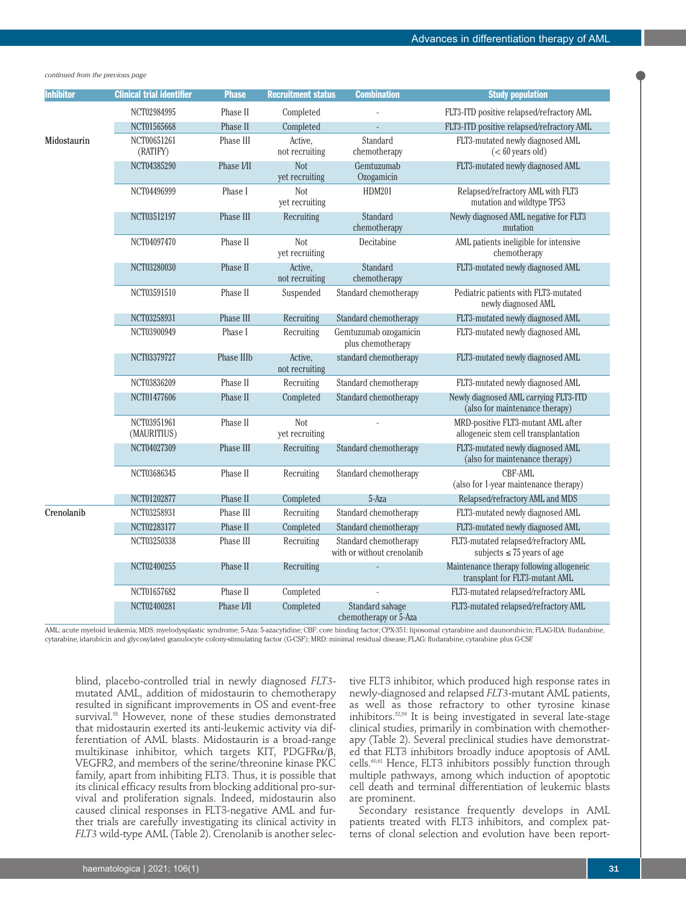*continued from the previous page*

| Inhibitor | Clinical trial identifier | Phase | Recruitment status | Combination | Study population |
|---|---|---|---|---|---|
| | NCT02984995 | Phase II | Completed | - | FLT3-ITD positive relapsed/refractory AML |
| | NCT01565668 | Phase II | Completed | - | FLT3-ITD positive relapsed/refractory AML |
| Midostaurin | NCT00651261 (RATIFY) | Phase III | Active, not recruiting | Standard chemotherapy | FLT3-mutated newly diagnosed AML (< 60 years old) |
| | NCT04385290 | Phase I/II | Not yet recruiting | Gemtuzumab Ozogamicin | FLT3-mutated newly diagnosed AML |
| | NCT04496999 | Phase I | Not yet recruiting | HDM201 | Relapsed/refractory AML with FLT3 mutation and wildtype TP53 |
| | NCT03512197 | Phase III | Recruiting | Standard chemotherapy | Newly diagnosed AML negative for FLT3 mutation |
| | NCT04097470 | Phase II | Not yet recruiting | Decitabine | AML patients ineligible for intensive chemotherapy |
| | NCT03280030 | Phase II | Active, not recruiting | Standard chemotherapy | FLT3-mutated newly diagnosed AML |
| | NCT03591510 | Phase II | Suspended | Standard chemotherapy | Pediatric patients with FLT3-mutated newly diagnosed AML |
| | NCT03258931 | Phase III | Recruiting | Standard chemotherapy | FLT3-mutated newly diagnosed AML |
| | NCT03900949 | Phase I | Recruiting | Gemtuzumab ozogamicin plus chemotherapy | FLT3-mutated newly diagnosed AML |
| | NCT03379727 | Phase IIIb | Active, not recruiting | standard chemotherapy | FLT3-mutated newly diagnosed AML |
| | NCT03836209 | Phase II | Recruiting | Standard chemotherapy | FLT3-mutated newly diagnosed AML |
| | NCT01477606 | Phase II | Completed | Standard chemotherapy | Newly diagnosed AML carrying FLT3-ITD (also for maintenance therapy) |
| | NCT03951961 (MAURITIUS) | Phase II | Not yet recruiting | - | MRD-positive FLT3-mutant AML after allogeneic stem cell transplantation |
| | NCT04027309 | Phase III | Recruiting | Standard chemotherapy | FLT3-mutated newly diagnosed AML (also for maintenance therapy) |
| | NCT03686345 | Phase II | Recruiting | Standard chemotherapy | CBF-AML (also for 1-year maintenance therapy) |
| | NCT01202877 | Phase II | Completed | 5-Aza | Relapsed/refractory AML and MDS |
| Crenolanib | NCT03258931 | Phase III | Recruiting | Standard chemotherapy | FLT3-mutated newly diagnosed AML |
| | NCT02283177 | Phase II | Completed | Standard chemotherapy | FLT3-mutated newly diagnosed AML |
| | NCT03250338 | Phase III | Recruiting | Standard chemotherapy with or without crenolanib | FLT3-mutated relapsed/refractory AML subjects ≤ 75 years of age |
| | NCT02400255 | Phase II | Recruiting | - | Maintenance therapy following allogeneic transplant for FLT3-mutant AML |
| | NCT01657682 | Phase II | Completed | - | FLT3-mutated relapsed/refractory AML |
| | NCT02400281 | Phase I/II | Completed | Standard salvage chemotherapy or 5-Aza | FLT3-mutated relapsed/refractory AML |

AML: acute myeloid leukemia; MDS: myelodysplastic syndrome; 5-Aza: 5-azacytidine; CBF: core binding factor; CPX-351: liposomal cytarabine and daunorubicin; FLAG-IDA: fludarabine, cytarabine, idarubicin and glycosylated granulocyte colony-stimulating factor (G-CSF); MRD: minimal residual disease, FLAG: fludarabine, cytarabine plus G-CSF.

blind, placebo-controlled trial in newly diagnosed *FLT3*-mutated AML, addition of midostaurin to chemotherapy resulted in significant improvements in OS and event-free survival.[58] However, none of these studies demonstrated that midostaurin exerted its anti-leukemic activity via differentiation of AML blasts. Midostaurin is a broad-range multikinase inhibitor, which targets KIT, PDGFRα/β, VEGFR2, and members of the serine/threonine kinase PKC family, apart from inhibiting FLT3. Thus, it is possible that its clinical efficacy results from blocking additional pro-survival and proliferation signals. Indeed, midostaurin also caused clinical responses in FLT3-negative AML and further trials are carefully investigating its clinical activity in *FLT3* wild-type AML (Table 2). Crenolanib is another selective FLT3 inhibitor, which produced high response rates in newly-diagnosed and relapsed *FLT3*-mutant AML patients, as well as those refractory to other tyrosine kinase inhibitors.[52,59] It is being investigated in several late-stage clinical studies, primarily in combination with chemotherapy (Table 2). Several preclinical studies have demonstrated that FLT3 inhibitors broadly induce apoptosis of AML cells.[60,61] Hence, FLT3 inhibitors possibly function through multiple pathways, among which induction of apoptotic cell death and terminal differentiation of leukemic blasts are prominent.

Secondary resistance frequently develops in AML patients treated with FLT3 inhibitors, and complex patterns of clonal selection and evolution have been report-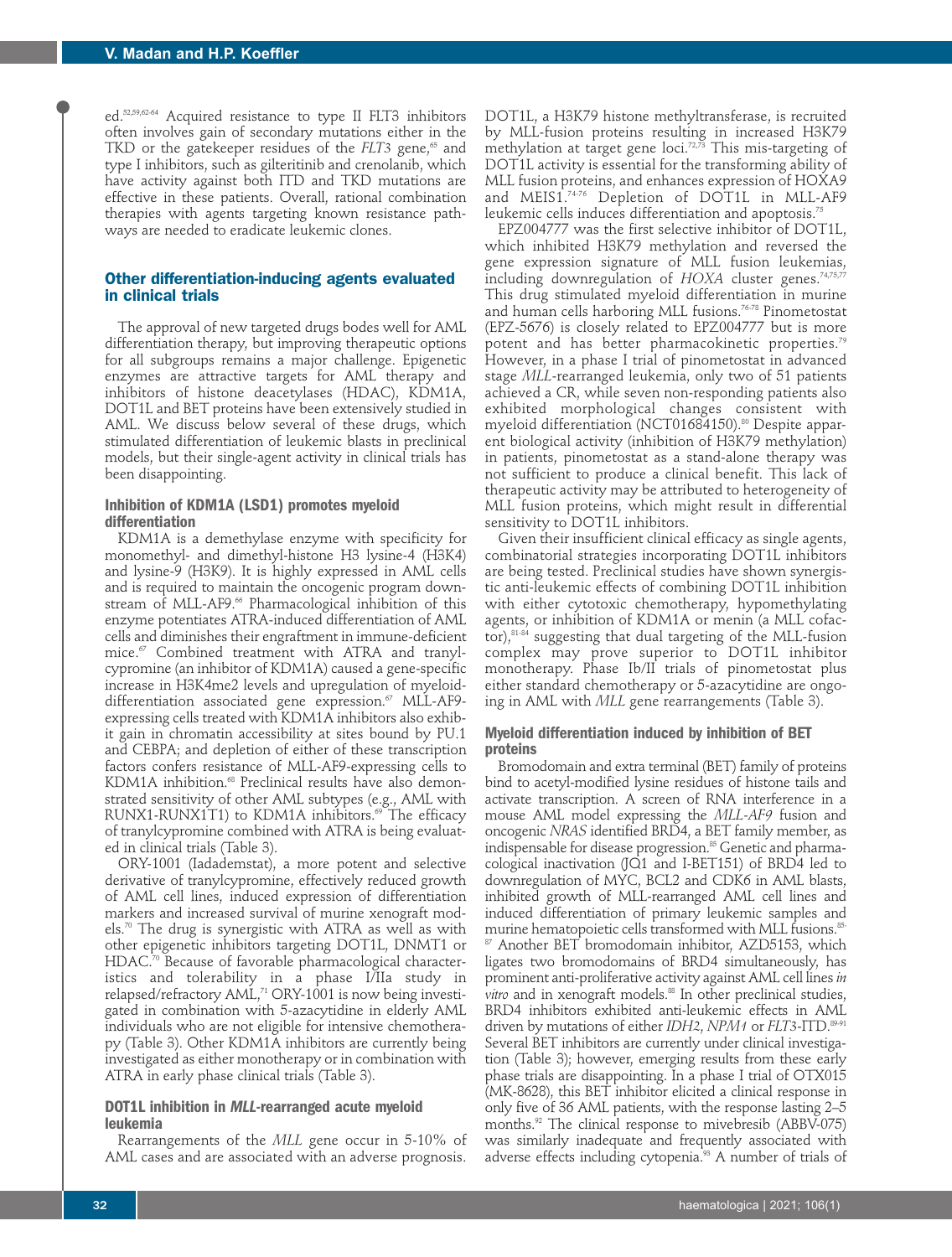ed.[52,59,62-64] Acquired resistance to type II FLT3 inhibitors often involves gain of secondary mutations either in the TKD or the gatekeeper residues of the *FLT3* gene,[65] and type I inhibitors, such as gilteritinib and crenolanib, which have activity against both ITD and TKD mutations are effective in these patients. Overall, rational combination therapies with agents targeting known resistance pathways are needed to eradicate leukemic clones.

## Other differentiation-inducing agents evaluated in clinical trials

The approval of new targeted drugs bodes well for AML differentiation therapy, but improving therapeutic options for all subgroups remains a major challenge. Epigenetic enzymes are attractive targets for AML therapy and inhibitors of histone deacetylases (HDAC), KDM1A, DOT1L and BET proteins have been extensively studied in AML. We discuss below several of these drugs, which stimulated differentiation of leukemic blasts in preclinical models, but their single-agent activity in clinical trials has been disappointing.

### Inhibition of KDM1A (LSD1) promotes myeloid differentiation

KDM1A is a demethylase enzyme with specificity for monomethyl- and dimethyl-histone H3 lysine-4 (H3K4) and lysine-9 (H3K9). It is highly expressed in AML cells and is required to maintain the oncogenic program downstream of MLL-AF9.[66] Pharmacological inhibition of this enzyme potentiates ATRA-induced differentiation of AML cells and diminishes their engraftment in immune-deficient mice.[67] Combined treatment with ATRA and tranylcypromine (an inhibitor of KDM1A) caused a gene-specific increase in H3K4me2 levels and upregulation of myeloid-differentiation associated gene expression.[67] MLL-AF9-expressing cells treated with KDM1A inhibitors also exhibit gain in chromatin accessibility at sites bound by PU.1 and CEBPA; and depletion of either of these transcription factors confers resistance of MLL-AF9-expressing cells to KDM1A inhibition.[68] Preclinical results have also demonstrated sensitivity of other AML subtypes (e.g., AML with RUNX1-RUNX1T1) to KDM1A inhibitors.[69] The efficacy of tranylcypromine combined with ATRA is being evaluated in clinical trials (Table 3).

ORY-1001 (Iadademstat), a more potent and selective derivative of tranylcypromine, effectively reduced growth of AML cell lines, induced expression of differentiation markers and increased survival of murine xenograft models.[70] The drug is synergistic with ATRA as well as with other epigenetic inhibitors targeting DOT1L, DNMT1 or HDAC.[70] Because of favorable pharmacological characteristics and tolerability in a phase I/IIa study in relapsed/refractory AML,[71] ORY-1001 is now being investigated in combination with 5-azacytidine in elderly AML individuals who are not eligible for intensive chemotherapy (Table 3). Other KDM1A inhibitors are currently being investigated as either monotherapy or in combination with ATRA in early phase clinical trials (Table 3).

### DOT1L inhibition in *MLL*-rearranged acute myeloid leukemia

Rearrangements of the *MLL* gene occur in 5-10% of AML cases and are associated with an adverse prognosis. DOT1L, a H3K79 histone methyltransferase, is recruited by MLL-fusion proteins resulting in increased H3K79 methylation at target gene loci.[72,73] This mis-targeting of DOT1L activity is essential for the transforming ability of MLL fusion proteins, and enhances expression of HOXA9 and MEIS1.[74-76] Depletion of DOT1L in MLL-AF9 leukemic cells induces differentiation and apoptosis.[75]

EPZ004777 was the first selective inhibitor of DOT1L, which inhibited H3K79 methylation and reversed the gene expression signature of MLL fusion leukemias, including downregulation of *HOXA* cluster genes.[74,75,77] This drug stimulated myeloid differentiation in murine and human cells harboring MLL fusions.[76-78] Pinometostat (EPZ-5676) is closely related to EPZ004777 but is more potent and has better pharmacokinetic properties.[79] However, in a phase I trial of pinometostat in advanced stage *MLL*-rearranged leukemia, only two of 51 patients achieved a CR, while seven non-responding patients also exhibited morphological changes consistent with myeloid differentiation (NCT01684150).[80] Despite apparent biological activity (inhibition of H3K79 methylation) in patients, pinometostat as a stand-alone therapy was not sufficient to produce a clinical benefit. This lack of therapeutic activity may be attributed to heterogeneity of MLL fusion proteins, which might result in differential sensitivity to DOT1L inhibitors.

Given their insufficient clinical efficacy as single agents, combinatorial strategies incorporating DOT1L inhibitors are being tested. Preclinical studies have shown synergistic anti-leukemic effects of combining DOT1L inhibition with either cytotoxic chemotherapy, hypomethylating agents, or inhibition of KDM1A or menin (a MLL cofactor),[81-84] suggesting that dual targeting of the MLL-fusion complex may prove superior to DOT1L inhibitor monotherapy. Phase Ib/II trials of pinometostat plus either standard chemotherapy or 5-azacytidine are ongoing in AML with *MLL* gene rearrangements (Table 3).

### Myeloid differentiation induced by inhibition of BET proteins

Bromodomain and extra terminal (BET) family of proteins bind to acetyl-modified lysine residues of histone tails and activate transcription. A screen of RNA interference in a mouse AML model expressing the *MLL-AF9* fusion and oncogenic *NRAS* identified BRD4, a BET family member, as indispensable for disease progression.[85] Genetic and pharmacological inactivation (JQ1 and I-BET151) of BRD4 led to downregulation of MYC, BCL2 and CDK6 in AML blasts, inhibited growth of MLL-rearranged AML cell lines and induced differentiation of primary leukemic samples and murine hematopoietic cells transformed with MLL fusions.[85-87] Another BET bromodomain inhibitor, AZD5153, which ligates two bromodomains of BRD4 simultaneously, has prominent anti-proliferative activity against AML cell lines *in vitro* and in xenograft models.[88] In other preclinical studies, BRD4 inhibitors exhibited anti-leukemic effects in AML driven by mutations of either *IDH2*, *NPM1* or *FLT3*-ITD.[89-91] Several BET inhibitors are currently under clinical investigation (Table 3); however, emerging results from these early phase trials are disappointing. In a phase I trial of OTX015 (MK-8628), this BET inhibitor elicited a clinical response in only five of 36 AML patients, with the response lasting 2–5 months.[92] The clinical response to mivebresib (ABBV-075) was similarly inadequate and frequently associated with adverse effects including cytopenia.[93] A number of trials of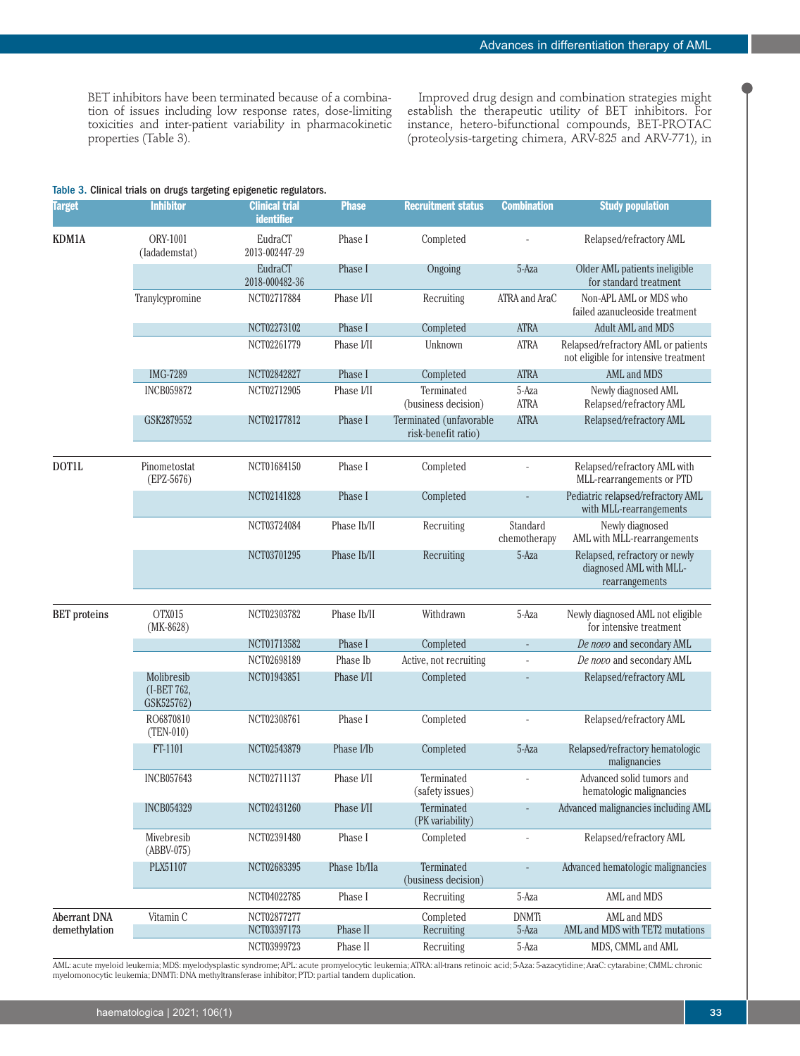BET inhibitors have been terminated because of a combination of issues including low response rates, dose-limiting toxicities and inter-patient variability in pharmacokinetic properties (Table 3).

Improved drug design and combination strategies might establish the therapeutic utility of BET inhibitors. For instance, hetero-bifunctional compounds, BET-PROTAC (proteolysis-targeting chimera, ARV-825 and ARV-771), in

Table 3. Clinical trials on drugs targeting epigenetic regulators.

| Target | Inhibitor | Clinical trial identifier | Phase | Recruitment status | Combination | Study population |
|---|---|---|---|---|---|---|
| KDM1A | ORY-1001 (ladademstat) | EudraCT 2013-002447-29 | Phase I | Completed | - | Relapsed/refractory AML |
| | | EudraCT 2018-000482-36 | Phase I | Ongoing | 5-Aza | Older AML patients ineligible for standard treatment |
| | Tranylcypromine | NCT02717884 | Phase I/II | Recruiting | ATRA and AraC | Non-APL AML or MDS who failed azanucleoside treatment |
| | | NCT02273102 | Phase I | Completed | ATRA | Adult AML and MDS |
| | | NCT02261779 | Phase I/II | Unknown | ATRA | Relapsed/refractory AML or patients not eligible for intensive treatment |
| | IMG-7289 | NCT02842827 | Phase I | Completed | ATRA | AML and MDS |
| | INCB059872 | NCT02712905 | Phase I/II | Terminated (business decision) | 5-Aza ATRA | Newly diagnosed AML Relapsed/refractory AML |
| | GSK2879552 | NCT02177812 | Phase I | Terminated (unfavorable risk-benefit ratio) | ATRA | Relapsed/refractory AML |
| DOT1L | Pinometostat (EPZ-5676) | NCT01684150 | Phase I | Completed | - | Relapsed/refractory AML with MLL-rearrangements or PTD |
| | | NCT02141828 | Phase I | Completed | - | Pediatric relapsed/refractory AML with MLL-rearrangements |
| | | NCT03724084 | Phase Ib/II | Recruiting | Standard chemotherapy | Newly diagnosed AML with MLL-rearrangements |
| | | NCT03701295 | Phase Ib/II | Recruiting | 5-Aza | Relapsed, refractory or newly diagnosed AML with MLL-rearrangements |
| BET proteins | OTX015 (MK-8628) | NCT02303782 | Phase Ib/II | Withdrawn | 5-Aza | Newly diagnosed AML not eligible for intensive treatment |
| | | NCT01713582 | Phase I | Completed | - | *De novo* and secondary AML |
| | | NCT02698189 | Phase Ib | Active, not recruiting | - | *De novo* and secondary AML |
| | Molibresib (I-BET 762, GSK525762) | NCT01943851 | Phase I/II | Completed | - | Relapsed/refractory AML |
| | RO6870810 (TEN-010) | NCT02308761 | Phase I | Completed | - | Relapsed/refractory AML |
| | FT-1101 | NCT02543879 | Phase I/Ib | Completed | 5-Aza | Relapsed/refractory hematologic malignancies |
| | INCB057643 | NCT02711137 | Phase I/II | Terminated (safety issues) | - | Advanced solid tumors and hematologic malignancies |
| | INCB054329 | NCT02431260 | Phase I/II | Terminated (PK variability) | - | Advanced malignancies including AML |
| | Mivebresib (ABBV-075) | NCT02391480 | Phase I | Completed | - | Relapsed/refractory AML |
| | PLX51107 | NCT02683395 | Phase 1b/IIa | Terminated (business decision) | - | Advanced hematologic malignancies |
| | | NCT04022785 | Phase I | Recruiting | 5-Aza | AML and MDS |
| Aberrant DNA demethylation | Vitamin C | NCT02877277 | | Completed | DNMTi | AML and MDS |
| | | NCT03397173 | Phase II | Recruiting | 5-Aza | AML and MDS with TET2 mutations |
| | | NCT03999723 | Phase II | Recruiting | 5-Aza | MDS, CMML and AML |

AML: acute myeloid leukemia; MDS: myelodysplastic syndrome; APL: acute promyelocytic leukemia; ATRA: all-trans retinoic acid; 5-Aza: 5-azacytidine; AraC: cytarabine; CMML: chronic myelomonocytic leukemia; DNMTi: DNA methyltransferase inhibitor; PTD: partial tandem duplication.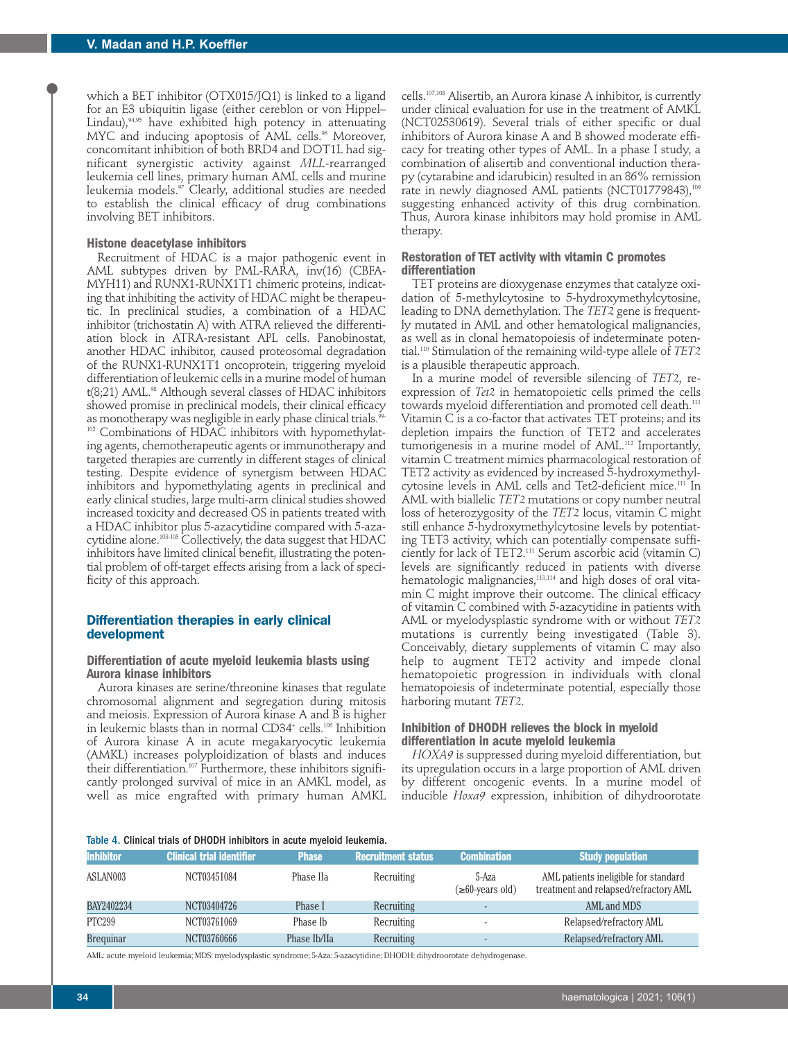which a BET inhibitor (OTX015/JQ1) is linked to a ligand for an E3 ubiquitin ligase (either cereblon or von Hippel–Lindau),[94,95] have exhibited high potency in attenuating MYC and inducing apoptosis of AML cells.[96] Moreover, concomitant inhibition of both BRD4 and DOT1L had significant synergistic activity against *MLL*-rearranged leukemia cell lines, primary human AML cells and murine leukemia models.[97] Clearly, additional studies are needed to establish the clinical efficacy of drug combinations involving BET inhibitors.

### Histone deacetylase inhibitors

Recruitment of HDAC is a major pathogenic event in AML subtypes driven by PML-RARA, inv(16) (CBFA-MYH11) and RUNX1-RUNX1T1 chimeric proteins, indicating that inhibiting the activity of HDAC might be therapeutic. In preclinical studies, a combination of a HDAC inhibitor (trichostatin A) with ATRA relieved the differentiation block in ATRA-resistant APL cells. Panobinostat, another HDAC inhibitor, caused proteosomal degradation of the RUNX1-RUNX1T1 oncoprotein, triggering myeloid differentiation of leukemic cells in a murine model of human t(8;21) AML.[98] Although several classes of HDAC inhibitors showed promise in preclinical models, their clinical efficacy as monotherapy was negligible in early phase clinical trials.[99-102] Combinations of HDAC inhibitors with hypomethylating agents, chemotherapeutic agents or immunotherapy and targeted therapies are currently in different stages of clinical testing. Despite evidence of synergism between HDAC inhibitors and hypomethylating agents in preclinical and early clinical studies, large multi-arm clinical studies showed increased toxicity and decreased OS in patients treated with a HDAC inhibitor plus 5-azacytidine compared with 5-azacytidine alone.[103-105] Collectively, the data suggest that HDAC inhibitors have limited clinical benefit, illustrating the potential problem of off-target effects arising from a lack of specificity of this approach.

## Differentiation therapies in early clinical development

### Differentiation of acute myeloid leukemia blasts using Aurora kinase inhibitors

Aurora kinases are serine/threonine kinases that regulate chromosomal alignment and segregation during mitosis and meiosis. Expression of Aurora kinase A and B is higher in leukemic blasts than in normal CD34+ cells.[106] Inhibition of Aurora kinase A in acute megakaryocytic leukemia (AMKL) increases polyploidization of blasts and induces their differentiation.[107] Furthermore, these inhibitors significantly prolonged survival of mice in an AMKL model, as well as mice engrafted with primary human AMKL cells.[107,108] Alisertib, an Aurora kinase A inhibitor, is currently under clinical evaluation for use in the treatment of AMKL (NCT02530619). Several trials of either specific or dual inhibitors of Aurora kinase A and B showed moderate efficacy for treating other types of AML. In a phase I study, a combination of alisertib and conventional induction therapy (cytarabine and idarubicin) resulted in an 86% remission rate in newly diagnosed AML patients (NCT01779843),[109] suggesting enhanced activity of this drug combination. Thus, Aurora kinase inhibitors may hold promise in AML therapy.

### Restoration of TET activity with vitamin C promotes differentiation

TET proteins are dioxygenase enzymes that catalyze oxidation of 5-methylcytosine to 5-hydroxymethylcytosine, leading to DNA demethylation. The *TET2* gene is frequently mutated in AML and other hematological malignancies, as well as in clonal hematopoiesis of indeterminate potential.[110] Stimulation of the remaining wild-type allele of *TET2* is a plausible therapeutic approach.

In a murine model of reversible silencing of *TET2*, re-expression of *Tet2* in hematopoietic cells primed the cells towards myeloid differentiation and promoted cell death.[111] Vitamin C is a co-factor that activates TET proteins; and its depletion impairs the function of TET2 and accelerates tumorigenesis in a murine model of AML.[112] Importantly, vitamin C treatment mimics pharmacological restoration of TET2 activity as evidenced by increased 5-hydroxymethylcytosine levels in AML cells and Tet2-deficient mice.[111] In AML with biallelic *TET2* mutations or copy number neutral loss of heterozygosity of the *TET2* locus, vitamin C might still enhance 5-hydroxymethylcytosine levels by potentiating TET3 activity, which can potentially compensate sufficiently for lack of TET2.[111] Serum ascorbic acid (vitamin C) levels are significantly reduced in patients with diverse hematologic malignancies,[113,114] and high doses of oral vitamin C might improve their outcome. The clinical efficacy of vitamin C combined with 5-azacytidine in patients with AML or myelodysplastic syndrome with or without *TET2* mutations is currently being investigated (Table 3). Conceivably, dietary supplements of vitamin C may also help to augment TET2 activity and impede clonal hematopoietic progression in individuals with clonal hematopoiesis of indeterminate potential, especially those harboring mutant *TET2*.

### Inhibition of DHODH relieves the block in myeloid differentiation in acute myeloid leukemia

*HOXA9* is suppressed during myeloid differentiation, but its upregulation occurs in a large proportion of AML driven by different oncogenic events. In a murine model of inducible *Hoxa9* expression, inhibition of dihydroorotate

Table 4. Clinical trials of DHODH inhibitors in acute myeloid leukemia.

| Inhibitor | Clinical trial identifier | Phase | Recruitment status | Combination | Study population |
|---|---|---|---|---|---|
| ASLAN003 | NCT03451084 | Phase IIa | Recruiting | 5-Aza (≥60-years old) | AML patients ineligible for standard treatment and relapsed/refractory AML |
| BAY2402234 | NCT03404726 | Phase I | Recruiting | - | AML and MDS |
| PTC299 | NCT03761069 | Phase Ib | Recruiting | - | Relapsed/refractory AML |
| Brequinar | NCT03760666 | Phase Ib/IIa | Recruiting | - | Relapsed/refractory AML |

AML: acute myeloid leukemia; MDS: myelodysplastic syndrome; 5-Aza: 5-azacytidine; DHODH: dihydroorotate dehydrogenase.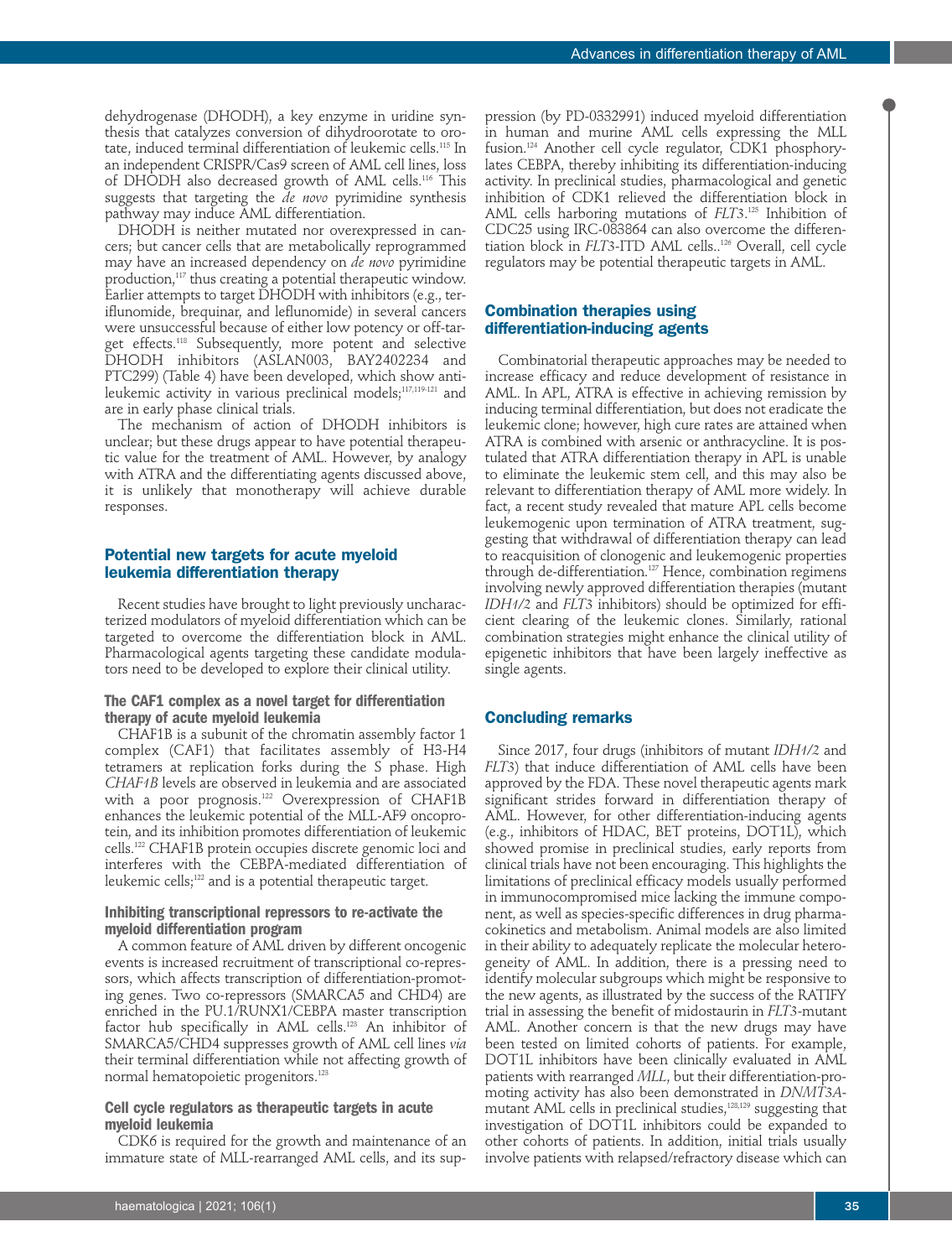dehydrogenase (DHODH), a key enzyme in uridine synthesis that catalyzes conversion of dihydroorotate to orotate, induced terminal differentiation of leukemic cells.[115] In an independent CRISPR/Cas9 screen of AML cell lines, loss of DHODH also decreased growth of AML cells.[116] This suggests that targeting the *de novo* pyrimidine synthesis pathway may induce AML differentiation.

DHODH is neither mutated nor overexpressed in cancers; but cancer cells that are metabolically reprogrammed may have an increased dependency on *de novo* pyrimidine production,[117] thus creating a potential therapeutic window. Earlier attempts to target DHODH with inhibitors (e.g., teriflunomide, brequinar, and leflunomide) in several cancers were unsuccessful because of either low potency or off-target effects.[118] Subsequently, more potent and selective DHODH inhibitors (ASLAN003, BAY2402234 and PTC299) (Table 4) have been developed, which show antileukemic activity in various preclinical models;[117,119-121] and are in early phase clinical trials.

The mechanism of action of DHODH inhibitors is unclear; but these drugs appear to have potential therapeutic value for the treatment of AML. However, by analogy with ATRA and the differentiating agents discussed above, it is unlikely that monotherapy will achieve durable responses.

## Potential new targets for acute myeloid leukemia differentiation therapy

Recent studies have brought to light previously uncharacterized modulators of myeloid differentiation which can be targeted to overcome the differentiation block in AML. Pharmacological agents targeting these candidate modulators need to be developed to explore their clinical utility.

### The CAF1 complex as a novel target for differentiation therapy of acute myeloid leukemia

CHAF1B is a subunit of the chromatin assembly factor 1 complex (CAF1) that facilitates assembly of H3-H4 tetramers at replication forks during the S phase. High *CHAF1B* levels are observed in leukemia and are associated with a poor prognosis.[122] Overexpression of CHAF1B enhances the leukemic potential of the MLL-AF9 oncoprotein, and its inhibition promotes differentiation of leukemic cells.[122] CHAF1B protein occupies discrete genomic loci and interferes with the CEBPA-mediated differentiation of leukemic cells;[122] and is a potential therapeutic target.

### Inhibiting transcriptional repressors to re-activate the myeloid differentiation program

A common feature of AML driven by different oncogenic events is increased recruitment of transcriptional co-repressors, which affects transcription of differentiation-promoting genes. Two co-repressors (SMARCA5 and CHD4) are enriched in the PU.1/RUNX1/CEBPA master transcription factor hub specifically in AML cells.[123] An inhibitor of SMARCA5/CHD4 suppresses growth of AML cell lines *via* their terminal differentiation while not affecting growth of normal hematopoietic progenitors.[123]

### Cell cycle regulators as therapeutic targets in acute myeloid leukemia

CDK6 is required for the growth and maintenance of an immature state of MLL-rearranged AML cells, and its suppression (by PD-0332991) induced myeloid differentiation in human and murine AML cells expressing the MLL fusion.[124] Another cell cycle regulator, CDK1 phosphorylates CEBPA, thereby inhibiting its differentiation-inducing activity. In preclinical studies, pharmacological and genetic inhibition of CDK1 relieved the differentiation block in AML cells harboring mutations of *FLT3*.[125] Inhibition of CDC25 using IRC-083864 can also overcome the differentiation block in *FLT3*-ITD AML cells..[126] Overall, cell cycle regulators may be potential therapeutic targets in AML.

## Combination therapies using differentiation-inducing agents

Combinatorial therapeutic approaches may be needed to increase efficacy and reduce development of resistance in AML. In APL, ATRA is effective in achieving remission by inducing terminal differentiation, but does not eradicate the leukemic clone; however, high cure rates are attained when ATRA is combined with arsenic or anthracycline. It is postulated that ATRA differentiation therapy in APL is unable to eliminate the leukemic stem cell, and this may also be relevant to differentiation therapy of AML more widely. In fact, a recent study revealed that mature APL cells become leukemogenic upon termination of ATRA treatment, suggesting that withdrawal of differentiation therapy can lead to reacquisition of clonogenic and leukemogenic properties through de-differentiation.[127] Hence, combination regimens involving newly approved differentiation therapies (mutant *IDH1/2* and *FLT3* inhibitors) should be optimized for efficient clearing of the leukemic clones. Similarly, rational combination strategies might enhance the clinical utility of epigenetic inhibitors that have been largely ineffective as single agents.

## Concluding remarks

Since 2017, four drugs (inhibitors of mutant *IDH1/2* and *FLT3*) that induce differentiation of AML cells have been approved by the FDA. These novel therapeutic agents mark significant strides forward in differentiation therapy of AML. However, for other differentiation-inducing agents (e.g., inhibitors of HDAC, BET proteins, DOT1L), which showed promise in preclinical studies, early reports from clinical trials have not been encouraging. This highlights the limitations of preclinical efficacy models usually performed in immunocompromised mice lacking the immune component, as well as species-specific differences in drug pharmacokinetics and metabolism. Animal models are also limited in their ability to adequately replicate the molecular heterogeneity of AML. In addition, there is a pressing need to identify molecular subgroups which might be responsive to the new agents, as illustrated by the success of the RATIFY trial in assessing the benefit of midostaurin in *FLT3*-mutant AML. Another concern is that the new drugs may have been tested on limited cohorts of patients. For example, DOT1L inhibitors have been clinically evaluated in AML patients with rearranged *MLL*, but their differentiation-promoting activity has also been demonstrated in *DNMT3A*-mutant AML cells in preclinical studies,[128,129] suggesting that investigation of DOT1L inhibitors could be expanded to other cohorts of patients. In addition, initial trials usually involve patients with relapsed/refractory disease which can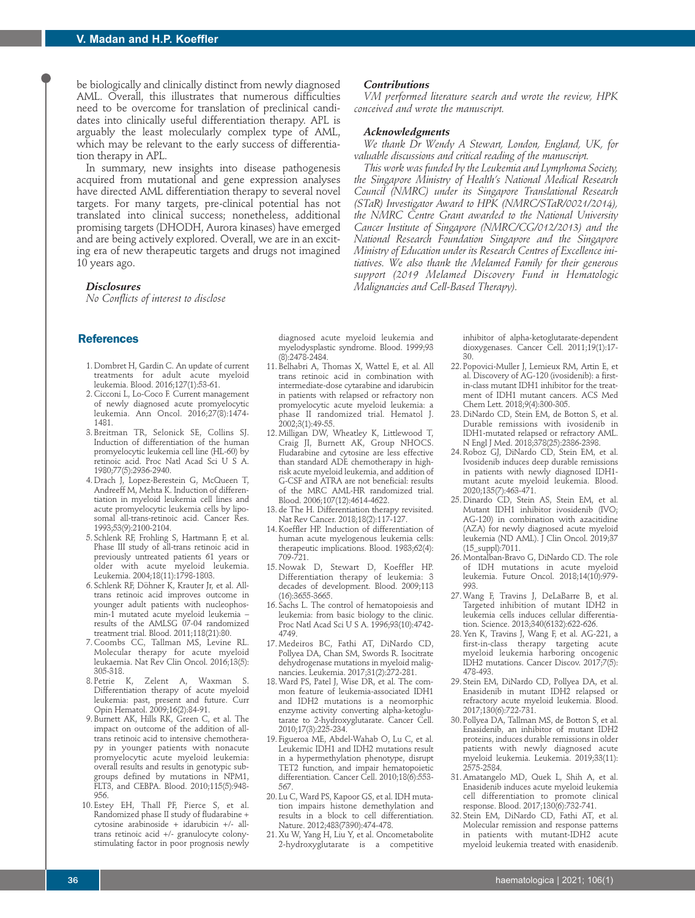be biologically and clinically distinct from newly diagnosed AML. Overall, this illustrates that numerous difficulties need to be overcome for translation of preclinical candidates into clinically useful differentiation therapy. APL is arguably the least molecularly complex type of AML, which may be relevant to the early success of differentiation therapy in APL.

In summary, new insights into disease pathogenesis acquired from mutational and gene expression analyses have directed AML differentiation therapy to several novel targets. For many targets, pre-clinical potential has not translated into clinical success; nonetheless, additional promising targets (DHODH, Aurora kinases) have emerged and are being actively explored. Overall, we are in an exciting era of new therapeutic targets and drugs not imagined 10 years ago.

### *Disclosures*

*No Conflicts of interest to disclose*

### *Contributions*

*VM performed literature search and wrote the review, HPK conceived and wrote the manuscript.*

### *Acknowledgments*

*We thank Dr Wendy A Stewart, London, England, UK, for valuable discussions and critical reading of the manuscript.*

*This work was funded by the Leukemia and Lymphoma Society, the Singapore Ministry of Health's National Medical Research Council (NMRC) under its Singapore Translational Research (STaR) Investigator Award to HPK (NMRC/STaR/0021/2014), the NMRC Centre Grant awarded to the National University Cancer Institute of Singapore (NMRC/CG/012/2013) and the National Research Foundation Singapore and the Singapore Ministry of Education under its Research Centres of Excellence initiatives. We also thank the Melamed Family for their generous support (2019 Melamed Discovery Fund in Hematologic Malignancies and Cell-Based Therapy).*

## References

1. Dombret H, Gardin C. An update of current treatments for adult acute myeloid leukemia. Blood. 2016;127(1):53-61.
2. Cicconi L, Lo-Coco F. Current management of newly diagnosed acute promyelocytic leukemia. Ann Oncol. 2016;27(8):1474-1481.
3. Breitman TR, Selonick SE, Collins SJ. Induction of differentiation of the human promyelocytic leukemia cell line (HL-60) by retinoic acid. Proc Natl Acad Sci U S A. 1980;77(5):2936-2940.
4. Drach J, Lopez-Berestein G, McQueen T, Andreeff M, Mehta K. Induction of differentiation in myeloid leukemia cell lines and acute promyelocytic leukemia cells by liposomal all-trans-retinoic acid. Cancer Res. 1993;53(9):2100-2104.
5. Schlenk RF, Frohling S, Hartmann F, et al. Phase III study of all-trans retinoic acid in previously untreated patients 61 years or older with acute myeloid leukemia. Leukemia. 2004;18(11):1798-1803.
6. Schlenk RF, Döhner K, Krauter Jr, et al. All-trans retinoic acid improves outcome in younger adult patients with nucleophosmin-1 mutated acute myeloid leukemia – results of the AMLSG 07-04 randomized treatment trial. Blood. 2011;118(21):80.
7. Coombs CC, Tallman MS, Levine RL. Molecular therapy for acute myeloid leukaemia. Nat Rev Clin Oncol. 2016;13(5):305-318.
8. Petrie K, Zelent A, Waxman S. Differentiation therapy of acute myeloid leukemia: past, present and future. Curr Opin Hematol. 2009;16(2):84-91.
9. Burnett AK, Hills RK, Green C, et al. The impact on outcome of the addition of all-trans retinoic acid to intensive chemotherapy in younger patients with nonacute promyelocytic acute myeloid leukemia: overall results and results in genotypic subgroups defined by mutations in NPM1, FLT3, and CEBPA. Blood. 2010;115(5):948-956.
10. Estey EH, Thall PF, Pierce S, et al. Randomized phase II study of fludarabine + cytosine arabinoside + idarubicin +/- all-trans retinoic acid +/- granulocyte colony-stimulating factor in poor prognosis newly diagnosed acute myeloid leukemia and myelodysplastic syndrome. Blood. 1999;93(8):2478-2484.
11. Belhabri A, Thomas X, Wattel E, et al. All trans retinoic acid in combination with intermediate-dose cytarabine and idarubicin in patients with relapsed or refractory non promyelocytic acute myeloid leukemia: a phase II randomized trial. Hematol J. 2002;3(1):49-55.
12. Milligan DW, Wheatley K, Littlewood T, Craig JI, Burnett AK, Group NHOCS. Fludarabine and cytosine are less effective than standard ADE chemotherapy in high-risk acute myeloid leukemia, and addition of G-CSF and ATRA are not beneficial: results of the MRC AML-HR randomized trial. Blood. 2006;107(12):4614-4622.
13. de The H. Differentiation therapy revisited. Nat Rev Cancer. 2018;18(2):117-127.
14. Koeffler HP. Induction of differentiation of human acute myelogenous leukemia cells: therapeutic implications. Blood. 1983;62(4):709-721.
15. Nowak D, Stewart D, Koeffler HP. Differentiation therapy of leukemia: 3 decades of development. Blood. 2009;113(16):3655-3665.
16. Sachs L. The control of hematopoiesis and leukemia: from basic biology to the clinic. Proc Natl Acad Sci U S A. 1996;93(10):4742-4749.
17. Medeiros BC, Fathi AT, DiNardo CD, Pollyea DA, Chan SM, Swords R. Isocitrate dehydrogenase mutations in myeloid malignancies. Leukemia. 2017;31(2):272-281.
18. Ward PS, Patel J, Wise DR, et al. The common feature of leukemia-associated IDH1 and IDH2 mutations is a neomorphic enzyme activity converting alpha-ketoglutarate to 2-hydroxyglutarate. Cancer Cell. 2010;17(3):225-234.
19. Figueroa ME, Abdel-Wahab O, Lu C, et al. Leukemic IDH1 and IDH2 mutations result in a hypermethylation phenotype, disrupt TET2 function, and impair hematopoietic differentiation. Cancer Cell. 2010;18(6):553-567.
20. Lu C, Ward PS, Kapoor GS, et al. IDH mutation impairs histone demethylation and results in a block to cell differentiation. Nature. 2012;483(7390):474-478.
21. Xu W, Yang H, Liu Y, et al. Oncometabolite 2-hydroxyglutarate is a competitive inhibitor of alpha-ketoglutarate-dependent dioxygenases. Cancer Cell. 2011;19(1):17-30.
22. Popovici-Muller J, Lemieux RM, Artin E, et al. Discovery of AG-120 (ivosidenib): a first-in-class mutant IDH1 inhibitor for the treatment of IDH1 mutant cancers. ACS Med Chem Lett. 2018;9(4):300-305.
23. DiNardo CD, Stein EM, de Botton S, et al. Durable remissions with ivosidenib in IDH1-mutated relapsed or refractory AML. N Engl J Med. 2018;378(25):2386-2398.
24. Roboz GJ, DiNardo CD, Stein EM, et al. Ivosidenib induces deep durable remissions in patients with newly diagnosed IDH1-mutant acute myeloid leukemia. Blood. 2020;135(7):463-471.
25. Dinardo CD, Stein AS, Stein EM, et al. Mutant IDH1 inhibitor ivosidenib (IVO; AG-120) in combination with azacitidine (AZA) for newly diagnosed acute myeloid leukemia (ND AML). J Clin Oncol. 2019;37(15_suppl):7011.
26. Montalban-Bravo G, DiNardo CD. The role of IDH mutations in acute myeloid leukemia. Future Oncol. 2018;14(10):979-993.
27. Wang F, Travins J, DeLaBarre B, et al. Targeted inhibition of mutant IDH2 in leukemia cells induces cellular differentiation. Science. 2013;340(6132):622-626.
28. Yen K, Travins J, Wang F, et al. AG-221, a first-in-class therapy targeting acute myeloid leukemia harboring oncogenic IDH2 mutations. Cancer Discov. 2017;7(5):478-493.
29. Stein EM, DiNardo CD, Pollyea DA, et al. Enasidenib in mutant IDH2 relapsed or refractory acute myeloid leukemia. Blood. 2017;130(6):722-731.
30. Pollyea DA, Tallman MS, de Botton S, et al. Enasidenib, an inhibitor of mutant IDH2 proteins, induces durable remissions in older patients with newly diagnosed acute myeloid leukemia. Leukemia. 2019;33(11):2575-2584.
31. Amatangelo MD, Quek L, Shih A, et al. Enasidenib induces acute myeloid leukemia cell differentiation to promote clinical response. Blood. 2017;130(6):732-741.
32. Stein EM, DiNardo CD, Fathi AT, et al. Molecular remission and response patterns in patients with mutant-IDH2 acute myeloid leukemia treated with enasidenib.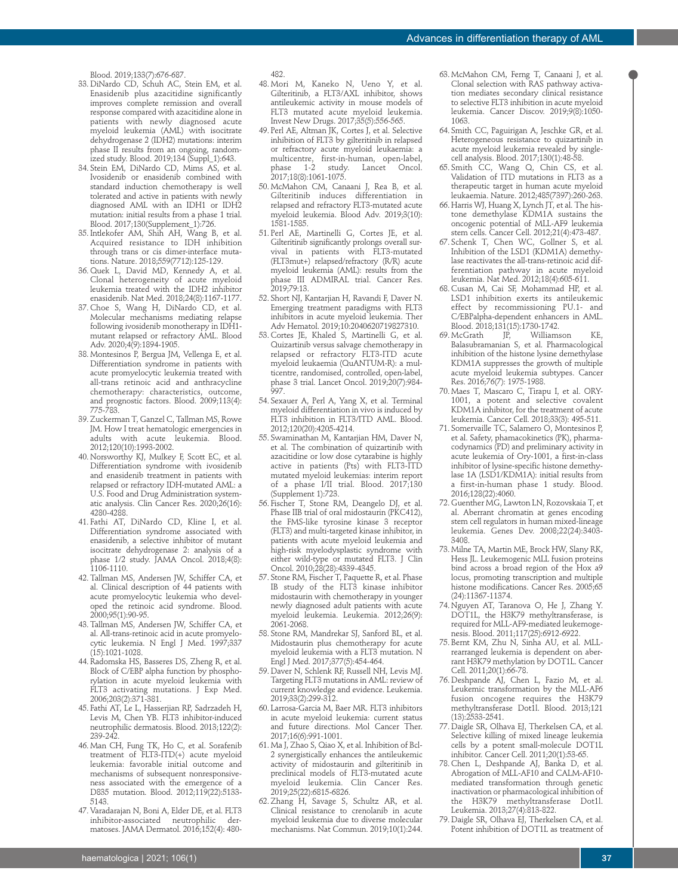Blood. 2019;133(7):676-687.

33. DiNardo CD, Schuh AC, Stein EM, et al. Enasidenib plus azacitidine significantly improves complete remission and overall response compared with azacitidine alone in patients with newly diagnosed acute myeloid leukemia (AML) with isocitrate dehydrogenase 2 (IDH2) mutations: interim phase II results from an ongoing, randomized study. Blood. 2019;134 (Suppl_1):643.
34. Stein EM, DiNardo CD, Mims AS, et al. Ivosidenib or enasidenib combined with standard induction chemotherapy is well tolerated and active in patients with newly diagnosed AML with an IDH1 or IDH2 mutation: initial results from a phase 1 trial. Blood. 2017;130(Supplement_1):726.
35. Intlekofer AM, Shih AH, Wang B, et al. Acquired resistance to IDH inhibition through trans or cis dimer-interface mutations. Nature. 2018;559(7712):125-129.
36. Quek L, David MD, Kennedy A, et al. Clonal heterogeneity of acute myeloid leukemia treated with the IDH2 inhibitor enasidenib. Nat Med. 2018;24(8):1167-1177.
37. Choe S, Wang H, DiNardo CD, et al. Molecular mechanisms mediating relapse following ivosidenib monotherapy in IDH1-mutant relapsed or refractory AML. Blood Adv. 2020;4(9):1894-1905.
38. Montesinos P, Bergua JM, Vellenga E, et al. Differentiation syndrome in patients with acute promyelocytic leukemia treated with all-trans retinoic acid and anthracycline chemotherapy: characteristics, outcome, and prognostic factors. Blood. 2009;113(4):775-783.
39. Zuckerman T, Ganzel C, Tallman MS, Rowe JM. How I treat hematologic emergencies in adults with acute leukemia. Blood. 2012;120(10):1993-2002.
40. Norsworthy KJ, Mulkey F, Scott EC, et al. Differentiation syndrome with ivosidenib and enasidenib treatment in patients with relapsed or refractory IDH-mutated AML: a U.S. Food and Drug Administration systematic analysis. Clin Cancer Res. 2020;26(16):4280-4288.
41. Fathi AT, DiNardo CD, Kline I, et al. Differentiation syndrome associated with enasidenib, a selective inhibitor of mutant isocitrate dehydrogenase 2: analysis of a phase 1/2 study. JAMA Oncol. 2018;4(8):1106-1110.
42. Tallman MS, Andersen JW, Schiffer CA, et al. Clinical description of 44 patients with acute promyelocytic leukemia who developed the retinoic acid syndrome. Blood. 2000;95(1):90-95.
43. Tallman MS, Andersen JW, Schiffer CA, et al. All-trans-retinoic acid in acute promyelocytic leukemia. N Engl J Med. 1997;337(15):1021-1028.
44. Radomska HS, Basseres DS, Zheng R, et al. Block of C/EBP alpha function by phosphorylation in acute myeloid leukemia with FLT3 activating mutations. J Exp Med. 2006;203(2):371-381.
45. Fathi AT, Le L, Hasserjian RP, Sadrzadeh H, Levis M, Chen YB. FLT3 inhibitor-induced neutrophilic dermatosis. Blood. 2013;122(2):239-242.
46. Man CH, Fung TK, Ho C, et al. Sorafenib treatment of FLT3-ITD(+) acute myeloid leukemia: favorable initial outcome and mechanisms of subsequent nonresponsiveness associated with the emergence of a D835 mutation. Blood. 2012;119(22):5133-5143.
47. Varadarajan N, Boni A, Elder DE, et al. FLT3 inhibitor-associated neutrophilic dermatoses. JAMA Dermatol. 2016;152(4):480-482.
48. Mori M, Kaneko N, Ueno Y, et al. Gilteritinib, a FLT3/AXL inhibitor, shows antileukemic activity in mouse models of FLT3 mutated acute myeloid leukemia. Invest New Drugs. 2017;35(5):556-565.
49. Perl AE, Altman JK, Cortes J, et al. Selective inhibition of FLT3 by gilteritinib in relapsed or refractory acute myeloid leukaemia: a multicentre, first-in-human, open-label, phase 1-2 study. Lancet Oncol. 2017;18(8):1061-1075.
50. McMahon CM, Canaani J, Rea B, et al. Gilteritinib induces differentiation in relapsed and refractory FLT3-mutated acute myeloid leukemia. Blood Adv. 2019;3(10):1581-1585.
51. Perl AE, Martinelli G, Cortes JE, et al. Gilteritinib significantly prolongs overall survival in patients with FLT3-mutated (FLT3mut+) relapsed/refractory (R/R) acute myeloid leukemia (AML): results from the phase III ADMIRAL trial. Cancer Res. 2019;79:13.
52. Short NJ, Kantarjian H, Ravandi F, Daver N. Emerging treatment paradigms with FLT3 inhibitors in acute myeloid leukemia. Ther Adv Hematol. 2019;10:2040620719827310.
53. Cortes JE, Khaled S, Martinelli G, et al. Quizartinib versus salvage chemotherapy in relapsed or refractory FLT3-ITD acute myeloid leukaemia (QuANTUM-R): a multicentre, randomised, controlled, open-label, phase 3 trial. Lancet Oncol. 2019;20(7):984-997.
54. Sexauer A, Perl A, Yang X, et al. Terminal myeloid differentiation in vivo is induced by FLT3 inhibition in FLT3/ITD AML. Blood. 2012;120(20):4205-4214.
55. Swaminathan M, Kantarjian HM, Daver N, et al. The combination of quizartinib with azacitidine or low dose cytarabine is highly active in patients (Pts) with FLT3-ITD mutated myeloid leukemias: interim report of a phase I/II trial. Blood. 2017;130 (Supplement 1):723.
56. Fischer T, Stone RM, Deangelo DJ, et al. Phase IIB trial of oral midostaurin (PKC412), the FMS-like tyrosine kinase 3 receptor (FLT3) and multi-targeted kinase inhibitor, in patients with acute myeloid leukemia and high-risk myelodysplastic syndrome with either wild-type or mutated FLT3. J Clin Oncol. 2010;28(28):4339-4345.
57. Stone RM, Fischer T, Paquette R, et al. Phase IB study of the FLT3 kinase inhibitor midostaurin with chemotherapy in younger newly diagnosed adult patients with acute myeloid leukemia. Leukemia. 2012;26(9):2061-2068.
58. Stone RM, Mandrekar SJ, Sanford BL, et al. Midostaurin plus chemotherapy for acute myeloid leukemia with a FLT3 mutation. N Engl J Med. 2017;377(5):454-464.
59. Daver N, Schlenk RF, Russell NH, Levis MJ. Targeting FLT3 mutations in AML: review of current knowledge and evidence. Leukemia. 2019;33(2):299-312.
60. Larrosa-Garcia M, Baer MR. FLT3 inhibitors in acute myeloid leukemia: current status and future directions. Mol Cancer Ther. 2017;16(6):991-1001.
61. Ma J, Zhao S, Qiao X, et al. Inhibition of Bcl-2 synergistically enhances the antileukemic activity of midostaurin and gilteritinib in preclinical models of FLT3-mutated acute myeloid leukemia. Clin Cancer Res. 2019;25(22):6815-6826.
62. Zhang H, Savage S, Schultz AR, et al. Clinical resistance to crenolanib in acute myeloid leukemia due to diverse molecular mechanisms. Nat Commun. 2019;10(1):244.
63. McMahon CM, Ferng T, Canaani J, et al. Clonal selection with RAS pathway activation mediates secondary clinical resistance to selective FLT3 inhibition in acute myeloid leukemia. Cancer Discov. 2019;9(8):1050-1063.
64. Smith CC, Paguirigan A, Jeschke GR, et al. Heterogeneous resistance to quizartinib in acute myeloid leukemia revealed by single-cell analysis. Blood. 2017;130(1):48-58.
65. Smith CC, Wang Q, Chin CS, et al. Validation of ITD mutations in FLT3 as a therapeutic target in human acute myeloid leukaemia. Nature. 2012;485(7397):260-263.
66. Harris WJ, Huang X, Lynch JT, et al. The histone demethylase KDM1A sustains the oncogenic potential of MLL-AF9 leukemia stem cells. Cancer Cell. 2012;21(4):473-487.
67. Schenk T, Chen WC, Gollner S, et al. Inhibition of the LSD1 (KDM1A) demethylase reactivates the all-trans-retinoic acid differentiation pathway in acute myeloid leukemia. Nat Med. 2012;18(4):605-611.
68. Cusan M, Cai SF, Mohammad HP, et al. LSD1 inhibition exerts its antileukemic effect by recommissioning PU.1- and C/EBPalpha-dependent enhancers in AML. Blood. 2018;131(15):1730-1742.
69. McGrath JP, Williamson KE, Balasubramanian S, et al. Pharmacological inhibition of the histone lysine demethylase KDM1A suppresses the growth of multiple acute myeloid leukemia subtypes. Cancer Res. 2016;76(7): 1975-1988.
70. Maes T, Mascaro C, Tirapu I, et al. ORY-1001, a potent and selective covalent KDM1A inhibitor, for the treatment of acute leukemia. Cancer Cell. 2018;33(3): 495-511.
71. Somervaille TC, Salamero O, Montesinos P, et al. Safety, phamacokinetics (PK), pharmacodynamics (PD) and preliminary activity in acute leukemia of Ory-1001, a first-in-class inhibitor of lysine-specific histone demethylase 1A (LSD1/KDM1A): initial results from a first-in-human phase 1 study. Blood. 2016;128(22):4060.
72. Guenther MG, Lawton LN, Rozovskaia T, et al. Aberrant chromatin at genes encoding stem cell regulators in human mixed-lineage leukemia. Genes Dev. 2008;22(24):3403-3408.
73. Milne TA, Martin ME, Brock HW, Slany RK, Hess JL. Leukemogenic MLL fusion proteins bind across a broad region of the Hox a9 locus, promoting transcription and multiple histone modifications. Cancer Res. 2005;65(24):11367-11374.
74. Nguyen AT, Taranova O, He J, Zhang Y. DOT1L, the H3K79 methyltransferase, is required for MLL-AF9-mediated leukemogenesis. Blood. 2011;117(25):6912-6922.
75. Bernt KM, Zhu N, Sinha AU, et al. MLL-rearranged leukemia is dependent on aberrant H3K79 methylation by DOT1L. Cancer Cell. 2011;20(1):66-78.
76. Deshpande AJ, Chen L, Fazio M, et al. Leukemic transformation by the MLL-AF6 fusion oncogene requires the H3K79 methyltransferase Dot1l. Blood. 2013;121(13):2533-2541.
77. Daigle SR, Olhava EJ, Therkelsen CA, et al. Selective killing of mixed lineage leukemia cells by a potent small-molecule DOT1L inhibitor. Cancer Cell. 2011;20(1):53-65.
78. Chen L, Deshpande AJ, Banka D, et al. Abrogation of MLL-AF10 and CALM-AF10-mediated transformation through genetic inactivation or pharmacological inhibition of the H3K79 methyltransferase Dot1l. Leukemia. 2013;27(4):813-822.
79. Daigle SR, Olhava EJ, Therkelsen CA, et al. Potent inhibition of DOT1L as treatment of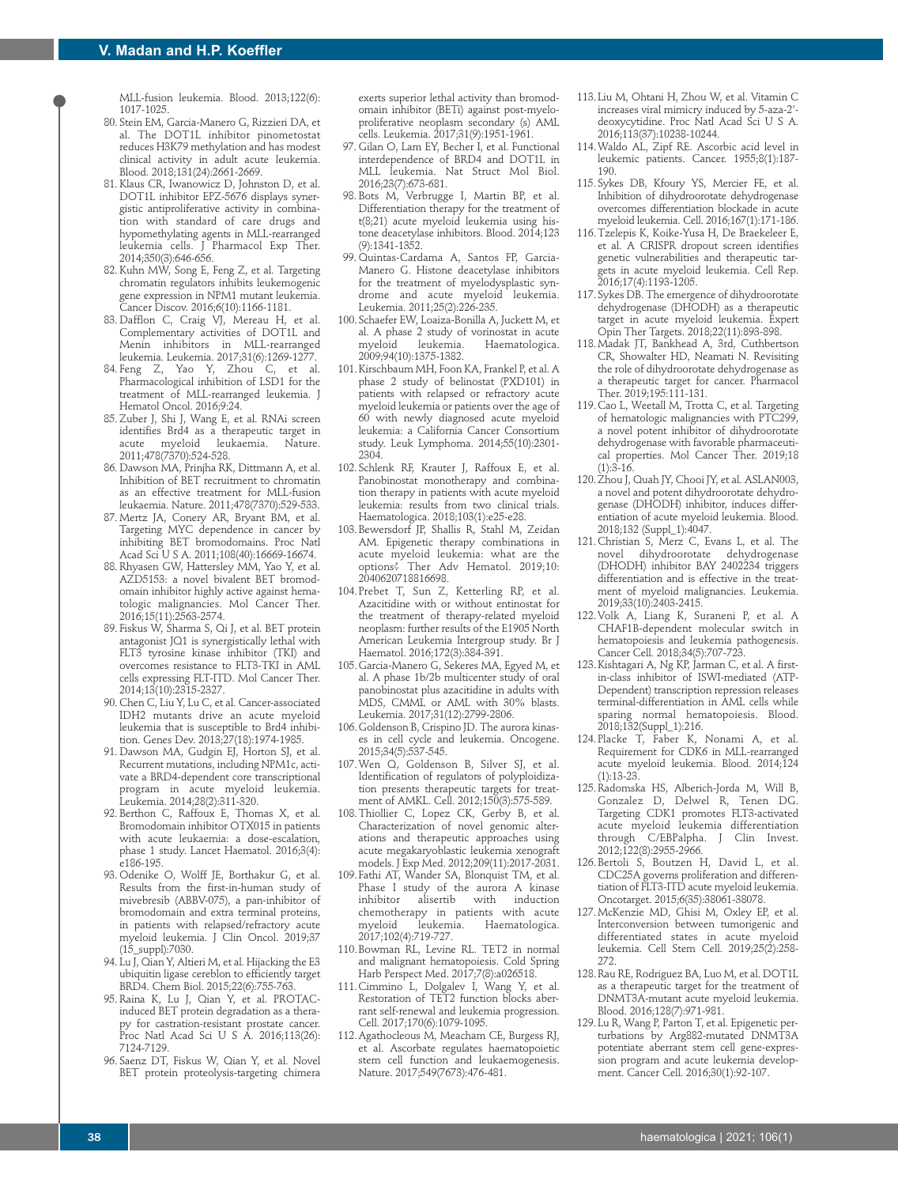MLL-fusion leukemia. Blood. 2013;122(6): 1017-1025.

80. Stein EM, Garcia-Manero G, Rizzieri DA, et al. The DOT1L inhibitor pinometostat reduces H3K79 methylation and has modest clinical activity in adult acute leukemia. Blood. 2018;131(24):2661-2669.
81. Klaus CR, Iwanowicz D, Johnston D, et al. DOT1L inhibitor EPZ-5676 displays synergistic antiproliferative activity in combination with standard of care drugs and hypomethylating agents in MLL-rearranged leukemia cells. J Pharmacol Exp Ther. 2014;350(3):646-656.
82. Kuhn MW, Song E, Feng Z, et al. Targeting chromatin regulators inhibits leukemogenic gene expression in NPM1 mutant leukemia. Cancer Discov. 2016;6(10):1166-1181.
83. Dafflon C, Craig VJ, Mereau H, et al. Complementary activities of DOT1L and Menin inhibitors in MLL-rearranged leukemia. Leukemia. 2017;31(6):1269-1277.
84. Feng Z, Yao Y, Zhou C, et al. Pharmacological inhibition of LSD1 for the treatment of MLL-rearranged leukemia. J Hematol Oncol. 2016;9:24.
85. Zuber J, Shi J, Wang E, et al. RNAi screen identifies Brd4 as a therapeutic target in acute myeloid leukaemia. Nature. 2011;478(7370):524-528.
86. Dawson MA, Prinjha RK, Dittmann A, et al. Inhibition of BET recruitment to chromatin as an effective treatment for MLL-fusion leukaemia. Nature. 2011;478(7370):529-533.
87. Mertz JA, Conery AR, Bryant BM, et al. Targeting MYC dependence in cancer by inhibiting BET bromodomains. Proc Natl Acad Sci U S A. 2011;108(40):16669-16674.
88. Rhyasen GW, Hattersley MM, Yao Y, et al. AZD5153: a novel bivalent BET bromodomain inhibitor highly active against hematologic malignancies. Mol Cancer Ther. 2016;15(11):2563-2574.
89. Fiskus W, Sharma S, Qi J, et al. BET protein antagonist JQ1 is synergistically lethal with FLT3 tyrosine kinase inhibitor (TKI) and overcomes resistance to FLT3-TKI in AML cells expressing FLT-ITD. Mol Cancer Ther. 2014;13(10):2315-2327.
90. Chen C, Liu Y, Lu C, et al. Cancer-associated IDH2 mutants drive an acute myeloid leukemia that is susceptible to Brd4 inhibition. Genes Dev. 2013;27(18):1974-1985.
91. Dawson MA, Gudgin EJ, Horton SJ, et al. Recurrent mutations, including NPM1c, activate a BRD4-dependent core transcriptional program in acute myeloid leukemia. Leukemia. 2014;28(2):311-320.
92. Berthon C, Raffoux E, Thomas X, et al. Bromodomain inhibitor OTX015 in patients with acute leukaemia: a dose-escalation, phase 1 study. Lancet Haematol. 2016;3(4): e186-195.
93. Odenike O, Wolff JE, Borthakur G, et al. Results from the first-in-human study of mivebresib (ABBV-075), a pan-inhibitor of bromodomain and extra terminal proteins, in patients with relapsed/refractory acute myeloid leukemia. J Clin Oncol. 2019;37 (15_suppl):7030.
94. Lu J, Qian Y, Altieri M, et al. Hijacking the E3 ubiquitin ligase cereblon to efficiently target BRD4. Chem Biol. 2015;22(6):755-763.
95. Raina K, Lu J, Qian Y, et al. PROTAC-induced BET protein degradation as a therapy for castration-resistant prostate cancer. Proc Natl Acad Sci U S A. 2016;113(26): 7124-7129.
96. Saenz DT, Fiskus W, Qian Y, et al. Novel BET protein proteolysis-targeting chimera exerts superior lethal activity than bromodomain inhibitor (BETi) against post-myeloproliferative neoplasm secondary (s) AML cells. Leukemia. 2017;31(9):1951-1961.
97. Gilan O, Lam EY, Becher I, et al. Functional interdependence of BRD4 and DOT1L in MLL leukemia. Nat Struct Mol Biol. 2016;23(7):673-681.
98. Bots M, Verbrugge I, Martin BP, et al. Differentiation therapy for the treatment of t(8;21) acute myeloid leukemia using histone deacetylase inhibitors. Blood. 2014;123 (9):1341-1352.
99. Quintas-Cardama A, Santos FP, Garcia-Manero G. Histone deacetylase inhibitors for the treatment of myelodysplastic syndrome and acute myeloid leukemia. Leukemia. 2011;25(2):226-235.
100. Schaefer EW, Loaiza-Bonilla A, Juckett M, et al. A phase 2 study of vorinostat in acute myeloid leukemia. Haematologica. 2009;94(10):1375-1382.
101. Kirschbaum MH, Foon KA, Frankel P, et al. A phase 2 study of belinostat (PXD101) in patients with relapsed or refractory acute myeloid leukemia or patients over the age of 60 with newly diagnosed acute myeloid leukemia: a California Cancer Consortium study. Leuk Lymphoma. 2014;55(10):2301-2304.
102. Schlenk RF, Krauter J, Raffoux E, et al. Panobinostat monotherapy and combination therapy in patients with acute myeloid leukemia: results from two clinical trials. Haematologica. 2018;103(1):e25-e28.
103. Bewersdorf JP, Shallis R, Stahl M, Zeidan AM. Epigenetic therapy combinations in acute myeloid leukemia: what are the options? Ther Adv Hematol. 2019;10: 2040620718816698.
104. Prebet T, Sun Z, Ketterling RP, et al. Azacitidine with or without entinostat for the treatment of therapy-related myeloid neoplasm: further results of the E1905 North American Leukemia Intergroup study. Br J Haematol. 2016;172(3):384-391.
105. Garcia-Manero G, Sekeres MA, Egyed M, et al. A phase 1b/2b multicenter study of oral panobinostat plus azacitidine in adults with MDS, CMML or AML with 30% blasts. Leukemia. 2017;31(12):2799-2806.
106. Goldenson B, Crispino JD. The aurora kinases in cell cycle and leukemia. Oncogene. 2015;34(5):537-545.
107. Wen Q, Goldenson B, Silver SJ, et al. Identification of regulators of polyploidization presents therapeutic targets for treatment of AMKL. Cell. 2012;150(3):575-589.
108. Thiollier C, Lopez CK, Gerby B, et al. Characterization of novel genomic alterations and therapeutic approaches using acute megakaryoblastic leukemia xenograft models. J Exp Med. 2012;209(11):2017-2031.
109. Fathi AT, Wander SA, Blonquist TM, et al. Phase 1 study of the aurora A kinase inhibitor alisertib with induction chemotherapy in patients with acute myeloid leukemia. Haematologica. 2017;102(4):719-727.
110. Bowman RL, Levine RL. TET2 in normal and malignant hematopoiesis. Cold Spring Harb Perspect Med. 2017;7(8):a026518.
111. Cimmino L, Dolgalev I, Wang Y, et al. Restoration of TET2 function blocks aberrant self-renewal and leukemia progression. Cell. 2017;170(6):1079-1095.
112. Agathocleous M, Meacham CE, Burgess RJ, et al. Ascorbate regulates haematopoietic stem cell function and leukaemogenesis. Nature. 2017;549(7673):476-481.
113. Liu M, Ohtani H, Zhou W, et al. Vitamin C increases viral mimicry induced by 5-aza-2'-deoxycytidine. Proc Natl Acad Sci U S A. 2016;113(37):10238-10244.
114. Waldo AL, Zipf RE. Ascorbic acid level in leukemic patients. Cancer. 1955;8(1):187-190.
115. Sykes DB, Kfoury YS, Mercier FE, et al. Inhibition of dihydroorotate dehydrogenase overcomes differentiation blockade in acute myeloid leukemia. Cell. 2016;167(1):171-186.
116. Tzelepis K, Koike-Yusa H, De Braekeleer E, et al. A CRISPR dropout screen identifies genetic vulnerabilities and therapeutic targets in acute myeloid leukemia. Cell Rep. 2016;17(4):1193-1205.
117. Sykes DB. The emergence of dihydroorotate dehydrogenase (DHODH) as a therapeutic target in acute myeloid leukemia. Expert Opin Ther Targets. 2018;22(11):893-898.
118. Madak JT, Bankhead A, 3rd, Cuthbertson CR, Showalter HD, Neamati N. Revisiting the role of dihydroorotate dehydrogenase as a therapeutic target for cancer. Pharmacol Ther. 2019;195:111-131.
119. Cao L, Weetall M, Trotta C, et al. Targeting of hematologic malignancies with PTC299, a novel potent inhibitor of dihydroorotate dehydrogenase with favorable pharmaceutical properties. Mol Cancer Ther. 2019;18 (1):3-16.
120. Zhou J, Quah JY, Chooi JY, et al. ASLAN003, a novel and potent dihydroorotate dehydrogenase (DHODH) inhibitor, induces differentiation of acute myeloid leukemia. Blood. 2018;132 (Suppl_1):4047.
121. Christian S, Merz C, Evans L, et al. The novel dihydroorotate dehydrogenase (DHODH) inhibitor BAY 2402234 triggers differentiation and is effective in the treatment of myeloid malignancies. Leukemia. 2019;33(10):2403-2415.
122. Volk A, Liang K, Suraneni P, et al. A CHAF1B-dependent molecular switch in hematopoiesis and leukemia pathogenesis. Cancer Cell. 2018;34(5):707-723.
123. Kishtagari A, Ng KP, Jarman C, et al. A first-in-class inhibitor of ISWI-mediated (ATP-Dependent) transcription repression releases terminal-differentiation in AML cells while sparing normal hematopoiesis. Blood. 2018;132(Suppl_1):216.
124. Placke T, Faber K, Nonami A, et al. Requirement for CDK6 in MLL-rearranged acute myeloid leukemia. Blood. 2014;124 (1):13-23.
125. Radomska HS, Alberich-Jorda M, Will B, Gonzalez D, Delwel R, Tenen DG. Targeting CDK1 promotes FLT3-activated acute myeloid leukemia differentiation through C/EBPalpha. J Clin Invest. 2012;122(8):2955-2966.
126. Bertoli S, Boutzen H, David L, et al. CDC25A governs proliferation and differentiation of FLT3-ITD acute myeloid leukemia. Oncotarget. 2015;6(35):38061-38078.
127. McKenzie MD, Ghisi M, Oxley EP, et al. Interconversion between tumorigenic and differentiated states in acute myeloid leukemia. Cell Stem Cell. 2019;25(2):258-272.
128. Rau RE, Rodriguez BA, Luo M, et al. DOT1L as a therapeutic target for the treatment of DNMT3A-mutant acute myeloid leukemia. Blood. 2016;128(7):971-981.
129. Lu R, Wang P, Parton T, et al. Epigenetic perturbations by Arg882-mutated DNMT3A potentiate aberrant stem cell gene-expression program and acute leukemia development. Cancer Cell. 2016;30(1):92-107.